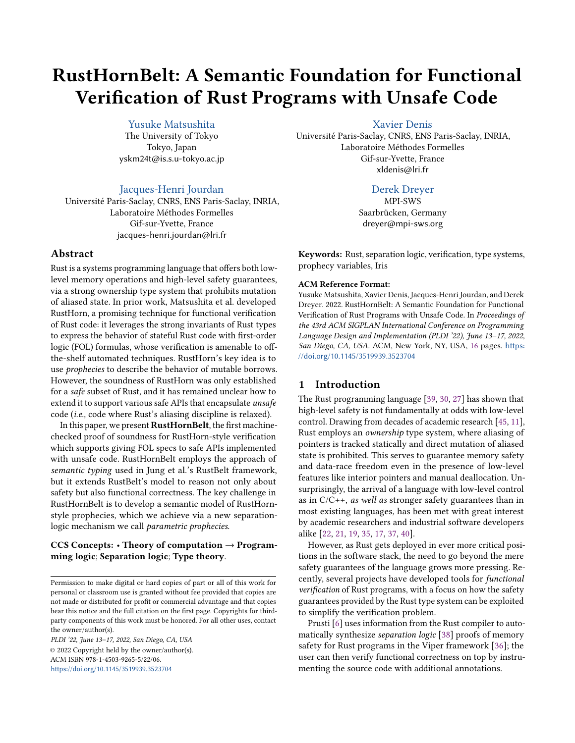# RustHornBelt: A Semantic Foundation for Functional Verification of Rust Programs with Unsafe Code

Yusuke Matsushita
The University of Tokyo
Tokyo, Japan
yskm24t@is.s.u-tokyo.ac.jp

Xavier Denis
Université Paris-Saclay, CNRS, ENS Paris-Saclay, INRIA, Laboratoire Méthodes Formelles
Gif-sur-Yvette, France
xldenis@lri.fr

Jacques-Henri Jourdan
Université Paris-Saclay, CNRS, ENS Paris-Saclay, INRIA, Laboratoire Méthodes Formelles
Gif-sur-Yvette, France
jacques-henri.jourdan@lri.fr

Derek Dreyer
MPI-SWS
Saarbrücken, Germany
dreyer@mpi-sws.org

## Abstract

Rust is a systems programming language that offers both low-level memory operations and high-level safety guarantees, via a strong ownership type system that prohibits mutation of aliased state. In prior work, Matsushita et al. developed RustHorn, a promising technique for functional verification of Rust code: it leverages the strong invariants of Rust types to express the behavior of stateful Rust code with first-order logic (FOL) formulas, whose verification is amenable to off-the-shelf automated techniques. RustHorn's key idea is to use *prophecies* to describe the behavior of mutable borrows. However, the soundness of RustHorn was only established for a *safe* subset of Rust, and it has remained unclear how to extend it to support various safe APIs that encapsulate *unsafe* code (*i.e.,* code where Rust's aliasing discipline is relaxed).

In this paper, we present **RustHornBelt**, the first machine-checked proof of soundness for RustHorn-style verification which supports giving FOL specs to safe APIs implemented with unsafe code. RustHornBelt employs the approach of *semantic typing* used in Jung et al.'s RustBelt framework, but it extends RustBelt's model to reason not only about safety but also functional correctness. The key challenge in RustHornBelt is to develop a semantic model of RustHorn-style prophecies, which we achieve via a new separation-logic mechanism we call *parametric prophecies*.

**CCS Concepts:** • **Theory of computation** → **Programming logic**; **Separation logic**; **Type theory**.

Permission to make digital or hard copies of part or all of this work for personal or classroom use is granted without fee provided that copies are not made or distributed for profit or commercial advantage and that copies bear this notice and the full citation on the first page. Copyrights for third-party components of this work must be honored. For all other uses, contact the owner/author(s).

*PLDI '22, June 13–17, 2022, San Diego, CA, USA*
© 2022 Copyright held by the owner/author(s).
ACM ISBN 978-1-4503-9265-5/22/06.
https://doi.org/10.1145/3519939.3523704

**Keywords:** Rust, separation logic, verification, type systems, prophecy variables, Iris

**ACM Reference Format:**
Yusuke Matsushita, Xavier Denis, Jacques-Henri Jourdan, and Derek Dreyer. 2022. RustHornBelt: A Semantic Foundation for Functional Verification of Rust Programs with Unsafe Code. In *Proceedings of the 43rd ACM SIGPLAN International Conference on Programming Language Design and Implementation (PLDI '22), June 13–17, 2022, San Diego, CA, USA.* ACM, New York, NY, USA, 16 pages. https://doi.org/10.1145/3519939.3523704

## 1 Introduction

The Rust programming language [39, 30, 27] has shown that high-level safety is not fundamentally at odds with low-level control. Drawing from decades of academic research [45, 11], Rust employs an *ownership* type system, where aliasing of pointers is tracked statically and direct mutation of aliased state is prohibited. This serves to guarantee memory safety and data-race freedom even in the presence of low-level features like interior pointers and manual deallocation. Unsurprisingly, the arrival of a language with low-level control as in C/C++, *as well as* stronger safety guarantees than in most existing languages, has been met with great interest by academic researchers and industrial software developers alike [22, 21, 19, 35, 17, 37, 40].

However, as Rust gets deployed in ever more critical positions in the software stack, the need to go beyond the mere safety guarantees of the language grows more pressing. Recently, several projects have developed tools for *functional verification* of Rust programs, with a focus on how the safety guarantees provided by the Rust type system can be exploited to simplify the verification problem.

Prusti [6] uses information from the Rust compiler to automatically synthesize *separation logic* [38] proofs of memory safety for Rust programs in the Viper framework [36]; the user can then verify functional correctness on top by instrumenting the source code with additional annotations.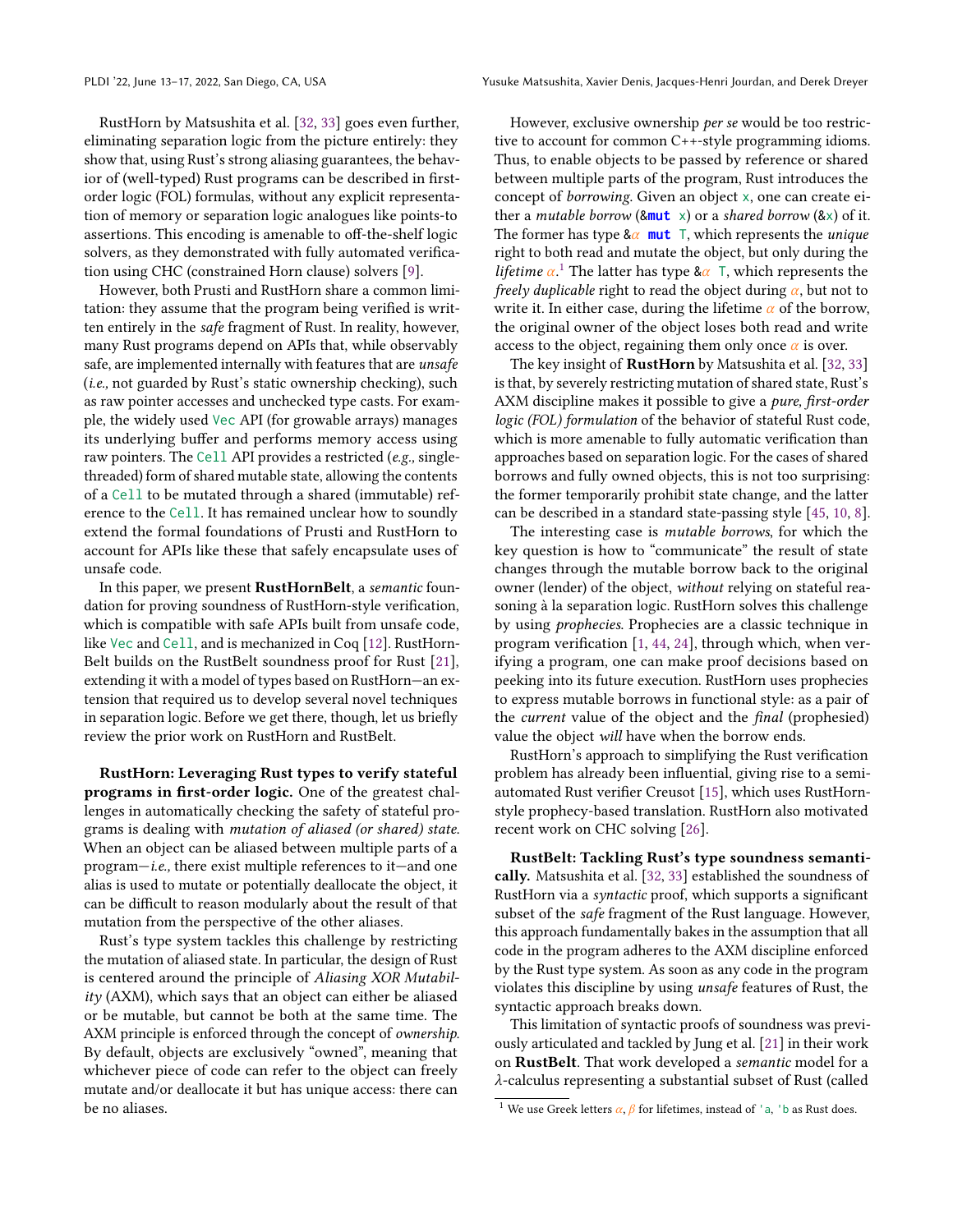RustHorn by Matsushita et al. [32, 33] goes even further, eliminating separation logic from the picture entirely: they show that, using Rust's strong aliasing guarantees, the behavior of (well-typed) Rust programs can be described in first-order logic (FOL) formulas, without any explicit representation of memory or separation logic analogues like points-to assertions. This encoding is amenable to off-the-shelf logic solvers, as they demonstrated with fully automated verification using CHC (constrained Horn clause) solvers [9].

However, both Prusti and RustHorn share a common limitation: they assume that the program being verified is written entirely in the *safe* fragment of Rust. In reality, however, many Rust programs depend on APIs that, while observably safe, are implemented internally with features that are *unsafe* (*i.e.,* not guarded by Rust's static ownership checking), such as raw pointer accesses and unchecked type casts. For example, the widely used `Vec` API (for growable arrays) manages its underlying buffer and performs memory access using raw pointers. The `Cell` API provides a restricted (*e.g.,* single-threaded) form of shared mutable state, allowing the contents of a `Cell` to be mutated through a shared (immutable) reference to the `Cell`. It has remained unclear how to soundly extend the formal foundations of Prusti and RustHorn to account for APIs like these that safely encapsulate uses of unsafe code.

In this paper, we present **RustHornBelt**, a *semantic* foundation for proving soundness of RustHorn-style verification, which is compatible with safe APIs built from unsafe code, like `Vec` and `Cell`, and is mechanized in Coq [12]. RustHornBelt builds on the RustBelt soundness proof for Rust [21], extending it with a model of types based on RustHorn—an extension that required us to develop several novel techniques in separation logic. Before we get there, though, let us briefly review the prior work on RustHorn and RustBelt.

**RustHorn: Leveraging Rust types to verify stateful programs in first-order logic.** One of the greatest challenges in automatically checking the safety of stateful programs is dealing with *mutation of aliased (or shared) state.* When an object can be aliased between multiple parts of a program—*i.e.,* there exist multiple references to it—and one alias is used to mutate or potentially deallocate the object, it can be difficult to reason modularly about the result of that mutation from the perspective of the other aliases.

Rust's type system tackles this challenge by restricting the mutation of aliased state. In particular, the design of Rust is centered around the principle of *Aliasing XOR Mutability* (AXM), which says that an object can either be aliased or be mutable, but cannot be both at the same time. The AXM principle is enforced through the concept of *ownership.* By default, objects are exclusively "owned", meaning that whichever piece of code can refer to the object can freely mutate and/or deallocate it but has unique access: there can be no aliases.

However, exclusive ownership *per se* would be too restrictive to account for common C++-style programming idioms. Thus, to enable objects to be passed by reference or shared between multiple parts of the program, Rust introduces the concept of *borrowing*. Given an object `x`, one can create either a *mutable borrow* (`&mut x`) or a *shared borrow* (`&x`) of it. The former has type `&`$\alpha$ `mut T`, which represents the *unique* right to both read and mutate the object, but only during the *lifetime* $\alpha$.[1] The latter has type `&`$\alpha$ `T`, which represents the *freely duplicable* right to read the object during $\alpha$, but not to write it. In either case, during the lifetime $\alpha$ of the borrow, the original owner of the object loses both read and write access to the object, regaining them only once $\alpha$ is over.

The key insight of **RustHorn** by Matsushita et al. [32, 33] is that, by severely restricting mutation of shared state, Rust's AXM discipline makes it possible to give a *pure, first-order logic (FOL) formulation* of the behavior of stateful Rust code, which is more amenable to fully automatic verification than approaches based on separation logic. For the cases of shared borrows and fully owned objects, this is not too surprising: the former temporarily prohibit state change, and the latter can be described in a standard state-passing style [45, 10, 8].

The interesting case is *mutable borrows*, for which the key question is how to "communicate" the result of state changes through the mutable borrow back to the original owner (lender) of the object, *without* relying on stateful reasoning à la separation logic. RustHorn solves this challenge by using *prophecies*. Prophecies are a classic technique in program verification [1, 44, 24], through which, when verifying a program, one can make proof decisions based on peeking into its future execution. RustHorn uses prophecies to express mutable borrows in functional style: as a pair of the *current* value of the object and the *final* (prophesied) value the object *will* have when the borrow ends.

RustHorn's approach to simplifying the Rust verification problem has already been influential, giving rise to a semi-automated Rust verifier Creusot [15], which uses RustHorn-style prophecy-based translation. RustHorn also motivated recent work on CHC solving [26].

**RustBelt: Tackling Rust's type soundness semantically.** Matsushita et al. [32, 33] established the soundness of RustHorn via a *syntactic* proof, which supports a significant subset of the *safe* fragment of the Rust language. However, this approach fundamentally bakes in the assumption that all code in the program adheres to the AXM discipline enforced by the Rust type system. As soon as any code in the program violates this discipline by using *unsafe* features of Rust, the syntactic approach breaks down.

This limitation of syntactic proofs of soundness was previously articulated and tackled by Jung et al. [21] in their work on **RustBelt**. That work developed a *semantic* model for a $\lambda$-calculus representing a substantial subset of Rust (called

[1] We use Greek letters $\alpha$, $\beta$ for lifetimes, instead of `'a`, `'b` as Rust does.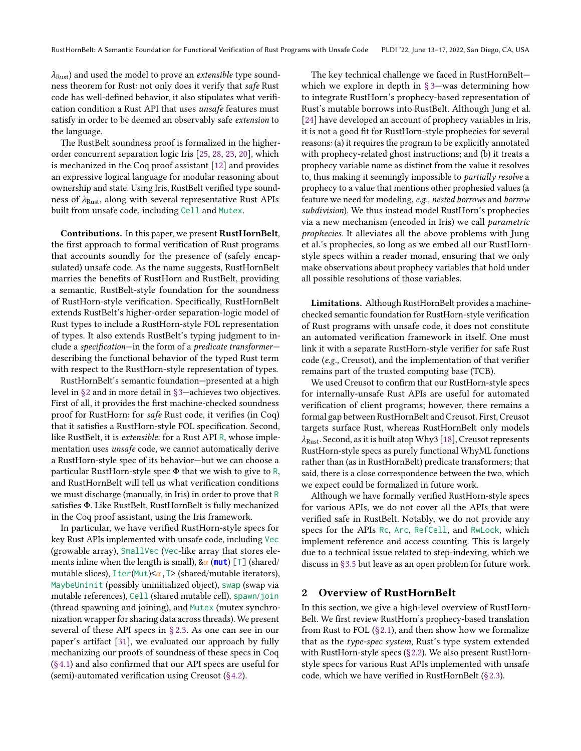$\lambda_{\text{Rust}}$) and used the model to prove an *extensible* type soundness theorem for Rust: not only does it verify that *safe* Rust code has well-defined behavior, it also stipulates what verification condition a Rust API that uses *unsafe* features must satisfy in order to be deemed an observably safe *extension* to the language.

The RustBelt soundness proof is formalized in the higher-order concurrent separation logic Iris [25, 28, 23, 20], which is mechanized in the Coq proof assistant [12] and provides an expressive logical language for modular reasoning about ownership and state. Using Iris, RustBelt verified type soundness of $\lambda_{\text{Rust}}$, along with several representative Rust APIs built from unsafe code, including `Cell` and `Mutex`.

**Contributions.** In this paper, we present **RustHornBelt**, the first approach to formal verification of Rust programs that accounts soundly for the presence of (safely encapsulated) unsafe code. As the name suggests, RustHornBelt marries the benefits of RustHorn and RustBelt, providing a semantic, RustBelt-style foundation for the soundness of RustHorn-style verification. Specifically, RustHornBelt extends RustBelt's higher-order separation-logic model of Rust types to include a RustHorn-style FOL representation of types. It also extends RustBelt's typing judgment to include a *specification*—in the form of a *predicate transformer*—describing the functional behavior of the typed Rust term with respect to the RustHorn-style representation of types.

RustHornBelt's semantic foundation—presented at a high level in §2 and in more detail in §3—achieves two objectives. First of all, it provides the first machine-checked soundness proof for RustHorn: for *safe* Rust code, it verifies (in Coq) that it satisfies a RustHorn-style FOL specification. Second, like RustBelt, it is *extensible*: for a Rust API `R`, whose implementation uses *unsafe* code, we cannot automatically derive a RustHorn-style spec of its behavior—but we can choose a particular RustHorn-style spec $\Phi$ that we wish to give to `R`, and RustHornBelt will tell us what verification conditions we must discharge (manually, in Iris) in order to prove that `R` satisfies $\Phi$. Like RustBelt, RustHornBelt is fully mechanized in the Coq proof assistant, using the Iris framework.

In particular, we have verified RustHorn-style specs for key Rust APIs implemented with unsafe code, including `Vec` (growable array), `SmallVec` (`Vec`-like array that stores elements inline when the length is small), `&α (mut) [T]` (shared/mutable slices), `Iter(Mut)<α,T>` (shared/mutable iterators), `MaybeUninit` (possibly uninitialized object), `swap` (swap via mutable references), `Cell` (shared mutable cell), `spawn`/`join` (thread spawning and joining), and `Mutex` (mutex synchronization wrapper for sharing data across threads). We present several of these API specs in §2.3. As one can see in our paper's artifact [31], we evaluated our approach by fully mechanizing our proofs of soundness of these specs in Coq (§4.1) and also confirmed that our API specs are useful for (semi)-automated verification using Creusot (§4.2).

The key technical challenge we faced in RustHornBelt—which we explore in depth in §3—was determining how to integrate RustHorn's prophecy-based representation of Rust's mutable borrows into RustBelt. Although Jung et al. [24] have developed an account of prophecy variables in Iris, it is not a good fit for RustHorn-style prophecies for several reasons: (a) it requires the program to be explicitly annotated with prophecy-related ghost instructions; and (b) it treats a prophecy variable name as distinct from the value it resolves to, thus making it seemingly impossible to *partially resolve* a prophecy to a value that mentions other prophesied values (a feature we need for modeling, *e.g., nested borrows* and *borrow subdivision*). We thus instead model RustHorn's prophecies via a new mechanism (encoded in Iris) we call *parametric prophecies*. It alleviates all the above problems with Jung et al.'s prophecies, so long as we embed all our RustHorn-style specs within a reader monad, ensuring that we only make observations about prophecy variables that hold under all possible resolutions of those variables.

**Limitations.** Although RustHornBelt provides a machine-checked semantic foundation for RustHorn-style verification of Rust programs with unsafe code, it does not constitute an automated verification framework in itself. One must link it with a separate RustHorn-style verifier for safe Rust code (*e.g.,* Creusot), and the implementation of that verifier remains part of the trusted computing base (TCB).

We used Creusot to confirm that our RustHorn-style specs for internally-unsafe Rust APIs are useful for automated verification of client programs; however, there remains a formal gap between RustHornBelt and Creusot. First, Creusot targets surface Rust, whereas RustHornBelt only models $\lambda_{\text{Rust}}$. Second, as it is built atop Why3 [18], Creusot represents RustHorn-style specs as purely functional WhyML functions rather than (as in RustHornBelt) predicate transformers; that said, there is a close correspondence between the two, which we expect could be formalized in future work.

Although we have formally verified RustHorn-style specs for various APIs, we do not cover all the APIs that were verified safe in RustBelt. Notably, we do not provide any specs for the APIs `Rc`, `Arc`, `RefCell`, and `RwLock`, which implement reference and access counting. This is largely due to a technical issue related to step-indexing, which we discuss in §3.5 but leave as an open problem for future work.

## 2 Overview of RustHornBelt

In this section, we give a high-level overview of RustHornBelt. We first review RustHorn's prophecy-based translation from Rust to FOL (§2.1), and then show how we formalize that as the *type-spec system*, Rust's type system extended with RustHorn-style specs (§2.2). We also present RustHorn-style specs for various Rust APIs implemented with unsafe code, which we have verified in RustHornBelt (§2.3).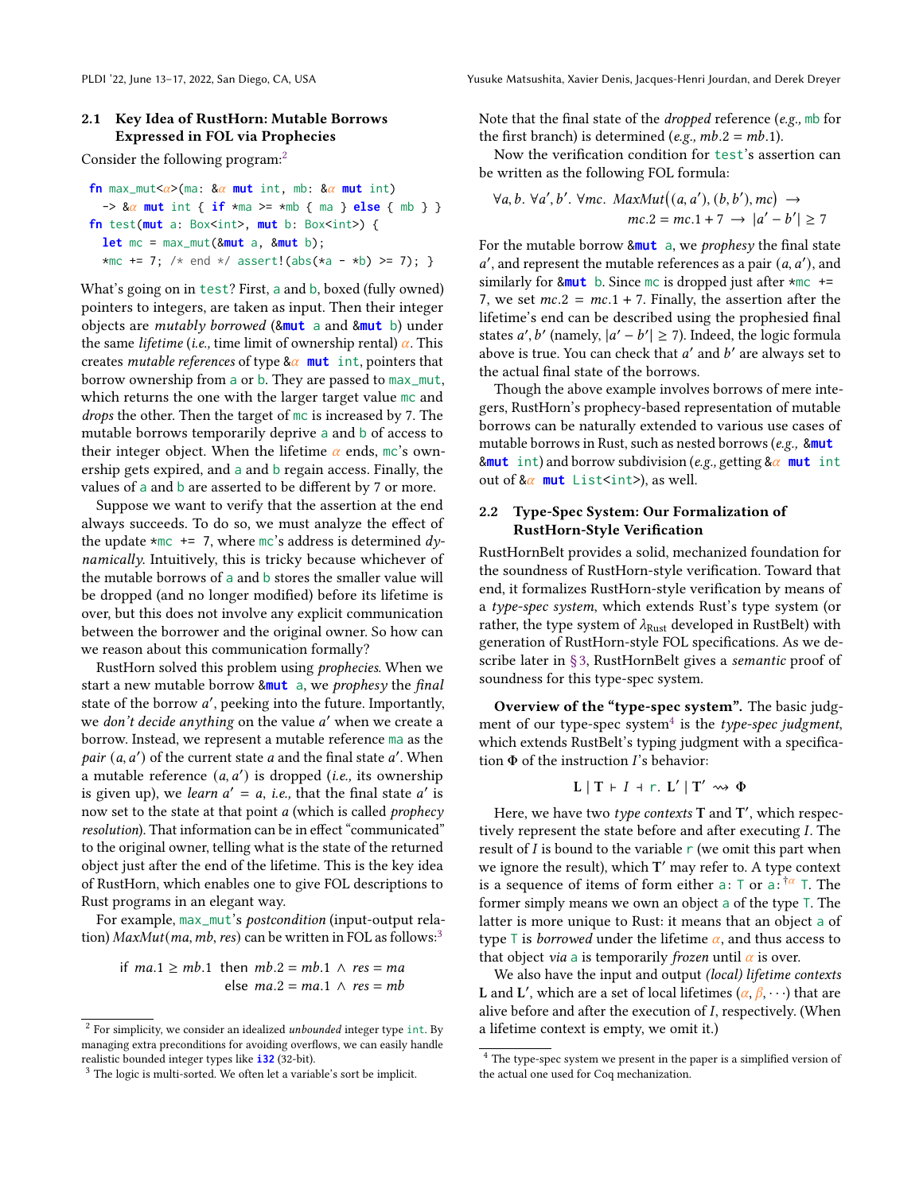### 2.1 Key Idea of RustHorn: Mutable Borrows Expressed in FOL via Prophecies

Consider the following program:[2]

```
fn max_mut<α>(ma: &α mut int, mb: &α mut int)
  -> &α mut int { if *ma >= *mb { ma } else { mb } }
fn test(mut a: Box<int>, mut b: Box<int>) {
  let mc = max_mut(&mut a, &mut b);
  *mc += 7; /* end */ assert!(abs(*a - *b) >= 7); }
```

What's going on in `test`? First, `a` and `b`, boxed (fully owned) pointers to integers, are taken as input. Then their integer objects are *mutably borrowed* (`&mut a` and `&mut b`) under the same *lifetime* (*i.e.,* time limit of ownership rental) $\alpha$. This creates *mutable references* of type `&α mut int`, pointers that borrow ownership from `a` or `b`. They are passed to `max_mut`, which returns the one with the larger target value `mc` and *drops* the other. Then the target of `mc` is increased by 7. The mutable borrows temporarily deprive `a` and `b` of access to their integer object. When the lifetime $\alpha$ ends, `mc`'s ownership gets expired, and `a` and `b` regain access. Finally, the values of `a` and `b` are asserted to be different by 7 or more.

Suppose we want to verify that the assertion at the end always succeeds. To do so, we must analyze the effect of the update `*mc += 7`, where `mc`'s address is determined *dynamically*. Intuitively, this is tricky because whichever of the mutable borrows of `a` and `b` stores the smaller value will be dropped (and no longer modified) before its lifetime is over, but this does not involve any explicit communication between the borrower and the original owner. So how can we reason about this communication formally?

RustHorn solved this problem using *prophecies*. When we start a new mutable borrow `&mut a`, we *prophesy* the *final* state of the borrow $a'$, peeking into the future. Importantly, we *don't decide anything* on the value $a'$ when we create a borrow. Instead, we represent a mutable reference `ma` as the *pair* $(a, a')$ of the current state $a$ and the final state $a'$. When a mutable reference $(a, a')$ is dropped (*i.e.,* its ownership is given up), we *learn* $a' = a$, *i.e.,* that the final state $a'$ is now set to the state at that point $a$ (which is called *prophecy resolution*). That information can be in effect "communicated" to the original owner, telling what is the state of the returned object just after the end of the lifetime. This is the key idea of RustHorn, which enables one to give FOL descriptions to Rust programs in an elegant way.

For example, `max_mut`'s *postcondition* (input-output relation) $MaxMut(ma, mb, res)$ can be written in FOL as follows:[3]

$$\begin{aligned}\text{if } ma.1 \geq mb.1 \text{ then } & mb.2 = mb.1 \land res = ma \\ \text{else } & ma.2 = ma.1 \land res = mb\end{aligned}$$

Note that the final state of the *dropped* reference (*e.g.,* `mb` for the first branch) is determined (*e.g.,* $mb.2 = mb.1$).

Now the verification condition for `test`'s assertion can be written as the following FOL formula:

$$\forall a, b.\ \forall a', b'.\ \forall mc.\ MaxMut\big((a, a'), (b, b'), mc\big) \to \\ mc.2 = mc.1 + 7 \to |a' - b'| \geq 7$$

For the mutable borrow `&mut a`, we *prophesy* the final state $a'$, and represent the mutable references as a pair $(a, a')$, and similarly for `&mut b`. Since `mc` is dropped just after `*mc += 7`, we set $mc.2 = mc.1 + 7$. Finally, the assertion after the lifetime's end can be described using the prophesied final states $a', b'$ (namely, $|a' - b'| \geq 7$). Indeed, the logic formula above is true. You can check that $a'$ and $b'$ are always set to the actual final state of the borrows.

Though the above example involves borrows of mere integers, RustHorn's prophecy-based representation of mutable borrows can be naturally extended to various use cases of mutable borrows in Rust, such as nested borrows (*e.g.,* `&mut &mut int`) and borrow subdivision (*e.g.,* getting `&α mut int` out of `&α mut List<int>`), as well.

### 2.2 Type-Spec System: Our Formalization of RustHorn-Style Verification

RustHornBelt provides a solid, mechanized foundation for the soundness of RustHorn-style verification. Toward that end, it formalizes RustHorn-style verification by means of a *type-spec system*, which extends Rust's type system (or rather, the type system of $\lambda_{\text{Rust}}$ developed in RustBelt) with generation of RustHorn-style FOL specifications. As we describe later in §3, RustHornBelt gives a *semantic* proof of soundness for this type-spec system.

**Overview of the "type-spec system".** The basic judgment of our type-spec system[4] is the *type-spec judgment*, which extends RustBelt's typing judgment with a specification $\Phi$ of the instruction $I$'s behavior:

$$\mathbf{L} \mid \mathbf{T} \vdash I \dashv \mathtt{r}.\ \mathbf{L}' \mid \mathbf{T}' \rightsquigarrow \Phi$$

Here, we have two *type contexts* $\mathbf{T}$ and $\mathbf{T}'$, which respectively represent the state before and after executing $I$. The result of $I$ is bound to the variable `r` (we omit this part when we ignore the result), which $\mathbf{T}'$ may refer to. A type context is a sequence of items of form either `a: T` or $\mathtt{a}\!:^{\dagger\alpha} \mathtt{T}$. The former simply means we own an object `a` of the type `T`. The latter is more unique to Rust: it means that an object `a` of type `T` is *borrowed* under the lifetime $\alpha$, and thus access to that object *via* `a` is temporarily *frozen* until $\alpha$ is over.

We also have the input and output *(local) lifetime contexts* $\mathbf{L}$ and $\mathbf{L}'$, which are a set of local lifetimes ($\alpha, \beta, \cdots$) that are alive before and after the execution of $I$, respectively. (When a lifetime context is empty, we omit it.)

---

[2] For simplicity, we consider an idealized *unbounded* integer type `int`. By managing extra preconditions for avoiding overflows, we can easily handle realistic bounded integer types like `i32` (32-bit).

[3] The logic is multi-sorted. We often let a variable's sort be implicit.

[4] The type-spec system we present in the paper is a simplified version of the actual one used for Coq mechanization.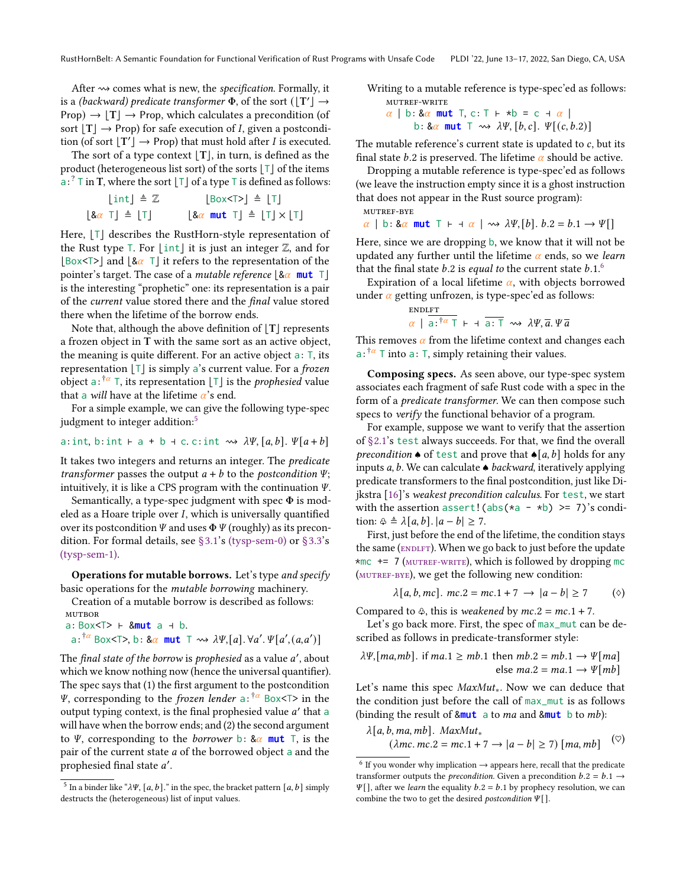After $\rightsquigarrow$ comes what is new, the *specification*. Formally, it is a *(backward) predicate transformer* $\Phi$, of the sort $(\lfloor \mathbf{T}' \rfloor \to \text{Prop}) \to \lfloor \mathbf{T} \rfloor \to \text{Prop}$, which calculates a precondition (of sort $\lfloor \mathbf{T} \rfloor \to \text{Prop}$) for safe execution of $I$, given a postcondition (of sort $\lfloor \mathbf{T}' \rfloor \to \text{Prop}$) that must hold after $I$ is executed.

The sort of a type context $\lfloor \mathbf{T} \rfloor$, in turn, is defined as the product (heterogeneous list sort) of the sorts $\lfloor \mathtt{T} \rfloor$ of the items $\mathtt{a} :^{?} \mathtt{T}$ in $\mathbf{T}$, where the sort $\lfloor \mathtt{T} \rfloor$ of a type $\mathtt{T}$ is defined as follows:

$$\lfloor \mathtt{int} \rfloor \triangleq \mathbb{Z} \qquad \lfloor \mathtt{Box<T>} \rfloor \triangleq \lfloor \mathtt{T} \rfloor$$
$$\lfloor \mathtt{\&}\alpha\ \mathtt{T} \rfloor \triangleq \lfloor \mathtt{T} \rfloor \qquad \lfloor \mathtt{\&}\alpha\ \mathtt{mut}\ \mathtt{T} \rfloor \triangleq \lfloor \mathtt{T} \rfloor \times \lfloor \mathtt{T} \rfloor$$

Here, $\lfloor \mathtt{T} \rfloor$ describes the RustHorn-style representation of the Rust type $\mathtt{T}$. For $\lfloor \mathtt{int} \rfloor$ it is just an integer $\mathbb{Z}$, and for $\lfloor \mathtt{Box<T>} \rfloor$ and $\lfloor \mathtt{\&}\alpha\ \mathtt{T} \rfloor$ it refers to the representation of the pointer's target. The case of a *mutable reference* $\lfloor \mathtt{\&}\alpha\ \mathtt{mut}\ \mathtt{T} \rfloor$ is the interesting "prophetic" one: its representation is a pair of the *current* value stored there and the *final* value stored there when the lifetime of the borrow ends.

Note that, although the above definition of $\lfloor \mathbf{T} \rfloor$ represents a frozen object in $\mathbf{T}$ with the same sort as an active object, the meaning is quite different. For an active object $\mathtt{a} : \mathtt{T}$, its representation $\lfloor \mathtt{T} \rfloor$ is simply $\mathtt{a}$'s current value. For a *frozen* object $\mathtt{a} :^{\dagger\alpha} \mathtt{T}$, its representation $\lfloor \mathtt{T} \rfloor$ is the *prophesied* value that $\mathtt{a}$ *will* have at the lifetime $\alpha$'s end.

For a simple example, we can give the following type-spec judgment to integer addition:[5]

$$\mathtt{a}{:}\mathtt{int},\ \mathtt{b}{:}\mathtt{int} \vdash \mathtt{a}\ \mathtt{+}\ \mathtt{b} \dashv \mathtt{c}.\ \mathtt{c}{:}\mathtt{int} \rightsquigarrow \lambda \Psi, [a,b].\ \Psi[a+b]$$

It takes two integers and returns an integer. The *predicate transformer* passes the output $a+b$ to the *postcondition* $\Psi$; intuitively, it is like a CPS program with the continuation $\Psi$.

Semantically, a type-spec judgment with spec $\Phi$ is modeled as a Hoare triple over $I$, which is universally quantified over its postcondition $\Psi$ and uses $\Phi\,\Psi$ (roughly) as its precondition. For formal details, see §3.1's (tysp-sem-0) or §3.3's (tysp-sem-1).

**Operations for mutable borrows.** Let's type *and specify* basic operations for the *mutable borrowing* machinery.

Creation of a mutable borrow is described as follows:

MUTBOR
$$\mathtt{a}{:}\ \mathtt{Box<T>} \vdash \mathtt{\&mut}\ \mathtt{a} \dashv \mathtt{b}.$$
$$\mathtt{a} :^{\dagger\alpha} \mathtt{Box<T>},\ \mathtt{b}{:}\ \mathtt{\&}\alpha\ \mathtt{mut}\ \mathtt{T} \rightsquigarrow \lambda \Psi, [a].\ \forall a'.\ \Psi[a', (a,a')]$$

The *final state of the borrow* is *prophesied* as a value $a'$, about which we know nothing now (hence the universal quantifier). The spec says that (1) the first argument to the postcondition $\Psi$, corresponding to the *frozen lender* $\mathtt{a} :^{\dagger\alpha} \mathtt{Box<T>}$ in the output typing context, is the final prophesied value $a'$ that $\mathtt{a}$ will have when the borrow ends; and (2) the second argument to $\Psi$, corresponding to the *borrower* $\mathtt{b}{:}\ \mathtt{\&}\alpha\ \mathtt{mut}\ \mathtt{T}$, is the pair of the current state $a$ of the borrowed object $\mathtt{a}$ and the prophesied final state $a'$.

Writing to a mutable reference is type-spec'ed as follows:

MUTREF-WRITE
$$\alpha \mid \mathtt{b}{:}\ \mathtt{\&}\alpha\ \mathtt{mut}\ \mathtt{T},\ \mathtt{c}{:}\ \mathtt{T} \vdash \mathtt{*b}\ \mathtt{=}\ \mathtt{c} \dashv \alpha \mid$$
$$\mathtt{b}{:}\ \mathtt{\&}\alpha\ \mathtt{mut}\ \mathtt{T} \rightsquigarrow \lambda \Psi, [b,c].\ \Psi[(c, b.2)]$$

The mutable reference's current state is updated to $c$, but its final state $b.2$ is preserved. The lifetime $\alpha$ should be active.

Dropping a mutable reference is type-spec'ed as follows (we leave the instruction empty since it is a ghost instruction that does not appear in the Rust source program):

MUTREF-BYE
$$\alpha \mid \mathtt{b}{:}\ \mathtt{\&}\alpha\ \mathtt{mut}\ \mathtt{T} \vdash \ \dashv \alpha \mid \ \rightsquigarrow \lambda \Psi, [b].\ b.2 = b.1 \to \Psi[]$$

Here, since we are dropping $\mathtt{b}$, we know that it will not be updated any further until the lifetime $\alpha$ ends, so we *learn* that the final state $b.2$ is *equal to* the current state $b.1$.[6]

Expiration of a local lifetime $\alpha$, with objects borrowed under $\alpha$ getting unfrozen, is type-spec'ed as follows:

ENDLFT
$$\alpha \mid \overline{\mathtt{a} :^{\dagger\alpha} \mathtt{T}} \vdash \ \dashv \overline{\mathtt{a}{:}\ \mathtt{T}} \rightsquigarrow \lambda \Psi, \overline{a}.\ \Psi\,\overline{a}$$

This removes $\alpha$ from the lifetime context and changes each $\mathtt{a} :^{\dagger\alpha} \mathtt{T}$ into $\mathtt{a}{:}\ \mathtt{T}$, simply retaining their values.

**Composing specs.** As seen above, our type-spec system associates each fragment of safe Rust code with a spec in the form of a *predicate transformer*. We can then compose such specs to *verify* the functional behavior of a program.

For example, suppose we want to verify that the assertion of §2.1's `test` always succeeds. For that, we find the overall *precondition* $\spadesuit$ of `test` and prove that $\spadesuit[a,b]$ holds for any inputs $a, b$. We can calculate $\spadesuit$ *backward*, iteratively applying predicate transformers to the final postcondition, just like Dijkstra [16]'s *weakest precondition calculus*. For `test`, we start with the assertion `assert!(abs(*a - *b) >= 7)`'s condition: $\clubsuit \triangleq \lambda[a,b].\ |a-b| \geq 7$.

First, just before the end of the lifetime, the condition stays the same (ENDLFT). When we go back to just before the update `*mc += 7` (MUTREF-WRITE), which is followed by dropping `mc` (MUTREF-BYE), we get the following new condition:

$$\lambda[a,b,mc].\ mc.2 = mc.1 + 7 \to |a-b| \geq 7 \qquad (\diamondsuit)$$

Compared to $\clubsuit$, this is *weakened* by $mc.2 = mc.1 + 7$.

Let's go back more. First, the spec of `max_mut` can be described as follows in predicate-transformer style:

$$\lambda \Psi, [ma, mb].\ \text{if } ma.1 \geq mb.1 \text{ then } mb.2 = mb.1 \to \Psi[ma]$$
$$\text{else } ma.2 = ma.1 \to \Psi[mb]$$

Let's name this spec $MaxMut_*$. Now we can deduce that the condition just before the call of `max_mut` is as follows (binding the result of `&mut a` to $ma$ and `&mut b` to $mb$):

$$\lambda[a,b,ma,mb].\ MaxMut_* \ (\lambda mc.\ mc.2 = mc.1 + 7 \to |a-b| \geq 7)\ [ma, mb] \qquad (\heartsuit)$$

---

[5] In a binder like "$\lambda \Psi, [a,b]$." in the spec, the bracket pattern $[a,b]$ simply destructs the (heterogeneous) list of input values.

[6] If you wonder why implication $\to$ appears here, recall that the predicate transformer outputs the *precondition*. Given a precondition $b.2 = b.1 \to \Psi[]$, after we *learn* the equality $b.2 = b.1$ by prophecy resolution, we can combine the two to get the desired *postcondition* $\Psi[]$.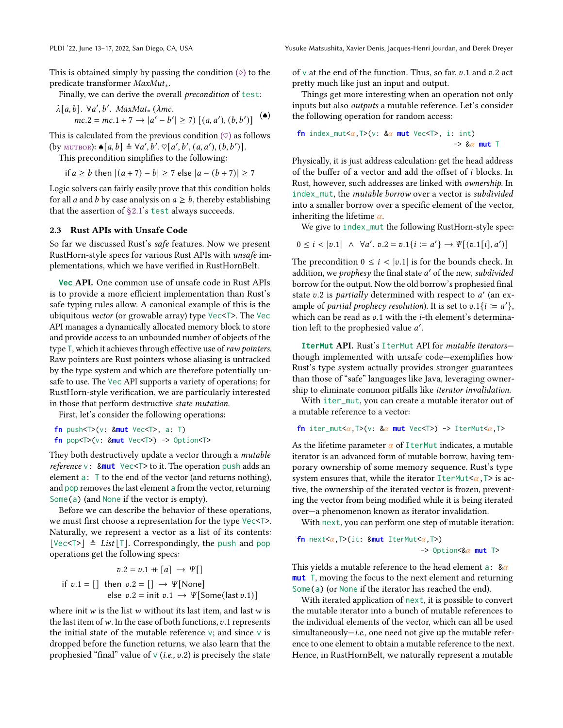This is obtained simply by passing the condition (♢) to the predicate transformer $MaxMut_*$.

Finally, we can derive the overall *precondition* of `test`:

$$\lambda[a,b].\ \forall a', b'.\ MaxMut_*\ (\lambda mc.\\ mc.2 = mc.1 + 7 \to |a' - b'| \geq 7)\ [(a, a'), (b, b')] \qquad (\spadesuit)$$

This is calculated from the previous condition (♡) as follows (by MUTBOR): $\spadesuit[a,b] \triangleq \forall a', b'.\ \heartsuit[a', b', (a, a'), (b, b')]$.

This precondition simplifies to the following:

$$\text{if } a \geq b \text{ then } |(a+7) - b| \geq 7 \text{ else } |a - (b+7)| \geq 7$$

Logic solvers can fairly easily prove that this condition holds for all $a$ and $b$ by case analysis on $a \geq b$, thereby establishing that the assertion of §2.1's `test` always succeeds.

## 2.3 Rust APIs with Unsafe Code

So far we discussed Rust's *safe* features. Now we present RustHorn-style specs for various Rust APIs with *unsafe* implementations, which we have verified in RustHornBelt.

**`Vec` API.** One common use of unsafe code in Rust APIs is to provide a more efficient implementation than Rust's safe typing rules allow. A canonical example of this is the ubiquitous *vector* (or growable array) type `Vec<T>`. The `Vec` API manages a dynamically allocated memory block to store and provide access to an unbounded number of objects of the type `T`, which it achieves through effective use of *raw pointers*. Raw pointers are Rust pointers whose aliasing is untracked by the type system and which are therefore potentially unsafe to use. The `Vec` API supports a variety of operations; for RustHorn-style verification, we are particularly interested in those that perform destructive *state mutation*.

First, let's consider the following operations:

```
fn push<T>(v: &mut Vec<T>, a: T)
fn pop<T>(v: &mut Vec<T>) -> Option<T>
```

They both destructively update a vector through a *mutable reference* `v: &mut Vec<T>` to it. The operation `push` adds an element `a: T` to the end of the vector (and returns nothing), and `pop` removes the last element `a` from the vector, returning `Some(a)` (and `None` if the vector is empty).

Before we can describe the behavior of these operations, we must first choose a representation for the type `Vec<T>`. Naturally, we represent a vector as a list of its contents: $\lfloor \texttt{Vec<T>} \rfloor \triangleq List\lfloor \texttt{T} \rfloor$. Correspondingly, the `push` and `pop` operations get the following specs:

$$v.2 = v.1 +\!\!+ [a] \ \to\ \Psi[]$$

$$\text{if } v.1 = [] \text{ then } v.2 = [] \to \Psi[\text{None}] \\ \text{else } v.2 = \text{init } v.1 \to \Psi[\text{Some}(\text{last } v.1)]$$

where init $w$ is the list $w$ without its last item, and last $w$ is the last item of $w$. In the case of both functions, $v.1$ represents the initial state of the mutable reference `v`; and since `v` is dropped before the function returns, we also learn that the prophesied "final" value of `v` (*i.e.,* $v.2$) is precisely the state of `v` at the end of the function. Thus, so far, $v.1$ and $v.2$ act pretty much like just an input and output.

Things get more interesting when an operation not only inputs but also *outputs* a mutable reference. Let's consider the following operation for random access:

```
fn index_mut<α,T>(v: &α mut Vec<T>, i: int)
                                         -> &α mut T
```

Physically, it is just address calculation: get the head address of the buffer of a vector and add the offset of $i$ blocks. In Rust, however, such addresses are linked with *ownership*. In `index_mut`, the *mutable borrow* over a vector is *subdivided* into a smaller borrow over a specific element of the vector, inheriting the lifetime $\alpha$.

We give to `index_mut` the following RustHorn-style spec:

$$0 \leq i < |v.1| \ \land\ \forall a'.\ v.2 = v.1\{i \coloneqq a'\} \to \Psi[(v.1[i], a')]$$

The precondition $0 \leq i < |v.1|$ is for the bounds check. In addition, we *prophesy* the final state $a'$ of the new, *subdivided* borrow for the output. Now the old borrow's prophesied final state $v.2$ is *partially* determined with respect to $a'$ (an example of *partial prophecy resolution*). It is set to $v.1\{i \coloneqq a'\}$, which can be read as $v.1$ with the $i$-th element's determination left to the prophesied value $a'$.

**`IterMut` API.** Rust's `IterMut` API for *mutable iterators*—though implemented with unsafe code—exemplifies how Rust's type system actually provides stronger guarantees than those of "safe" languages like Java, leveraging ownership to eliminate common pitfalls like *iterator invalidation*.

With `iter_mut`, you can create a mutable iterator out of a mutable reference to a vector:

```
fn iter_mut<α,T>(v: &α mut Vec<T>) -> IterMut<α,T>
```

As the lifetime parameter $\alpha$ of `IterMut` indicates, a mutable iterator is an advanced form of mutable borrow, having temporary ownership of some memory sequence. Rust's type system ensures that, while the iterator `IterMut<α,T>` is active, the ownership of the iterated vector is frozen, preventing the vector from being modified while it is being iterated over—a phenomenon known as iterator invalidation.

With `next`, you can perform one step of mutable iteration:

```
fn next<α,T>(it: &mut IterMut<α,T>)
                                -> Option<&α mut T>
```

This yields a mutable reference to the head element `a: &α mut T`, moving the focus to the next element and returning `Some(a)` (or `None` if the iterator has reached the end).

With iterated application of `next`, it is possible to convert the mutable iterator into a bunch of mutable references to the individual elements of the vector, which can all be used simultaneously—*i.e.,* one need not give up the mutable reference to one element to obtain a mutable reference to the next. Hence, in RustHornBelt, we naturally represent a mutable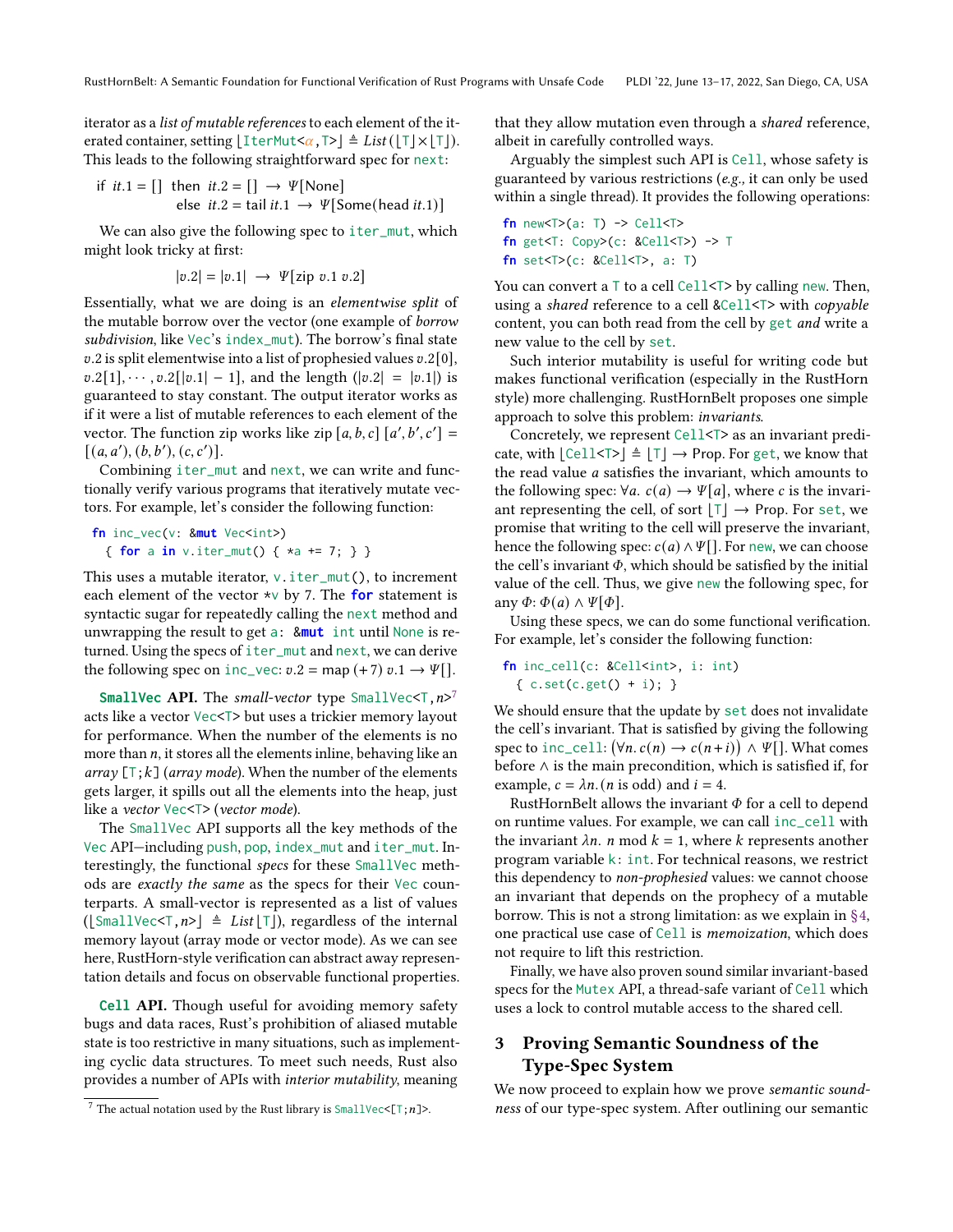iterator as a *list of mutable references* to each element of the iterated container, setting $\lfloor \texttt{IterMut<}\alpha\texttt{,T>} \rfloor \triangleq \mathit{List}(\lfloor \texttt{T} \rfloor \times \lfloor \texttt{T} \rfloor)$. This leads to the following straightforward spec for `next`:

$$\begin{aligned}\text{if } it.1 = [\,] \text{ then } & it.2 = [\,] \rightarrow \Psi[\text{None}] \\ \text{else } & it.2 = \text{tail } it.1 \rightarrow \Psi[\text{Some}(\text{head } it.1)]\end{aligned}$$

We can also give the following spec to `iter_mut`, which might look tricky at first:

$$|v.2| = |v.1| \rightarrow \Psi[\text{zip } v.1\ v.2]$$

Essentially, what we are doing is an *elementwise split* of the mutable borrow over the vector (one example of *borrow subdivision*, like `Vec`'s `index_mut`). The borrow's final state $v.2$ is split elementwise into a list of prophesied values $v.2[0]$, $v.2[1], \cdots, v.2[|v.1| - 1]$, and the length ($|v.2| = |v.1|$) is guaranteed to stay constant. The output iterator works as if it were a list of mutable references to each element of the vector. The function zip works like zip $[a, b, c]\ [a', b', c'] = [(a, a'), (b, b'), (c, c')]$.

Combining `iter_mut` and `next`, we can write and functionally verify various programs that iteratively mutate vectors. For example, let's consider the following function:

```
fn inc_vec(v: &mut Vec<int>)
  { for a in v.iter_mut() { *a += 7; } }
```

This uses a mutable iterator, `v.iter_mut()`, to increment each element of the vector `*v` by 7. The `for` statement is syntactic sugar for repeatedly calling the `next` method and unwrapping the result to get `a: &mut int` until `None` is returned. Using the specs of `iter_mut` and `next`, we can derive the following spec on `inc_vec`: $v.2 = \text{map}\,(+7)\ v.1 \rightarrow \Psi[]$.

**`SmallVec` API.** The *small-vector* type `SmallVec<T,`$n$`>`[7] acts like a vector `Vec<T>` but uses a trickier memory layout for performance. When the number of the elements is no more than $n$, it stores all the elements inline, behaving like an *array* `[T;`$k$`]` (*array mode*). When the number of the elements gets larger, it spills out all the elements into the heap, just like a *vector* `Vec<T>` (*vector mode*).

The `SmallVec` API supports all the key methods of the `Vec` API—including `push`, `pop`, `index_mut` and `iter_mut`. Interestingly, the functional *specs* for these `SmallVec` methods are *exactly the same* as the specs for their `Vec` counterparts. A small-vector is represented as a list of values ($\lfloor \texttt{SmallVec<T,}n\texttt{>} \rfloor \triangleq \mathit{List}\lfloor \texttt{T} \rfloor$), regardless of the internal memory layout (array mode or vector mode). As we can see here, RustHorn-style verification can abstract away representation details and focus on observable functional properties.

**`Cell` API.** Though useful for avoiding memory safety bugs and data races, Rust's prohibition of aliased mutable state is too restrictive in many situations, such as implementing cyclic data structures. To meet such needs, Rust also provides a number of APIs with *interior mutability*, meaning that they allow mutation even through a *shared* reference, albeit in carefully controlled ways.

Arguably the simplest such API is `Cell`, whose safety is guaranteed by various restrictions (*e.g.*, it can only be used within a single thread). It provides the following operations:

```
fn new<T>(a: T) -> Cell<T>
fn get<T: Copy>(c: &Cell<T>) -> T
fn set<T>(c: &Cell<T>, a: T)
```

You can convert a `T` to a cell `Cell<T>` by calling `new`. Then, using a *shared* reference to a cell `&Cell<T>` with *copyable* content, you can both read from the cell by `get` *and* write a new value to the cell by `set`.

Such interior mutability is useful for writing code but makes functional verification (especially in the RustHorn style) more challenging. RustHornBelt proposes one simple approach to solve this problem: *invariants*.

Concretely, we represent `Cell<T>` as an invariant predicate, with $\lfloor \texttt{Cell<T>} \rfloor \triangleq \lfloor \texttt{T} \rfloor \rightarrow \text{Prop}$. For `get`, we know that the read value $a$ satisfies the invariant, which amounts to the following spec: $\forall a.\ c(a) \rightarrow \Psi[a]$, where $c$ is the invariant representing the cell, of sort $\lfloor \texttt{T} \rfloor \rightarrow \text{Prop}$. For `set`, we promise that writing to the cell will preserve the invariant, hence the following spec: $c(a) \wedge \Psi[]$. For `new`, we can choose the cell's invariant $\Phi$, which should be satisfied by the initial value of the cell. Thus, we give `new` the following spec, for any $\Phi$: $\Phi(a) \wedge \Psi[\Phi]$.

Using these specs, we can do some functional verification. For example, let's consider the following function:

```
fn inc_cell(c: &Cell<int>, i: int)
  { c.set(c.get() + i); }
```

We should ensure that the update by `set` does not invalidate the cell's invariant. That is satisfied by giving the following spec to `inc_cell`: $(\forall n.\, c(n) \rightarrow c(n+i)) \wedge \Psi[]$. What comes before $\wedge$ is the main precondition, which is satisfied if, for example, $c = \lambda n.(n \text{ is odd})$ and $i = 4$.

RustHornBelt allows the invariant $\Phi$ for a cell to depend on runtime values. For example, we can call `inc_cell` with the invariant $\lambda n.\ n \bmod k = 1$, where $k$ represents another program variable `k: int`. For technical reasons, we restrict this dependency to *non-prophesied* values: we cannot choose an invariant that depends on the prophecy of a mutable borrow. This is not a strong limitation: as we explain in §4, one practical use case of `Cell` is *memoization*, which does not require to lift this restriction.

Finally, we have also proven sound similar invariant-based specs for the `Mutex` API, a thread-safe variant of `Cell` which uses a lock to control mutable access to the shared cell.

## 3 Proving Semantic Soundness of the Type-Spec System

We now proceed to explain how we prove *semantic soundness* of our type-spec system. After outlining our semantic

[7] The actual notation used by the Rust library is `SmallVec<[T;`$n$`]>`.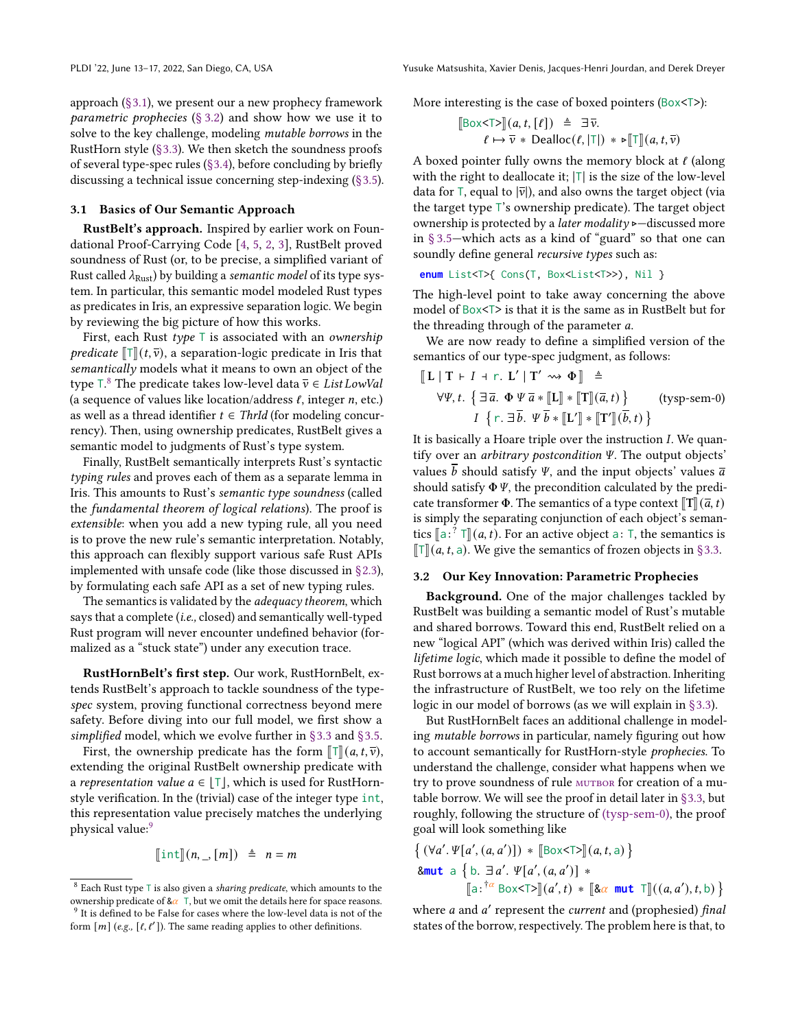approach (§3.1), we present our a new prophecy framework *parametric prophecies* (§ 3.2) and show how we use it to solve to the key challenge, modeling *mutable borrows* in the RustHorn style (§3.3). We then sketch the soundness proofs of several type-spec rules (§3.4), before concluding by briefly discussing a technical issue concerning step-indexing (§3.5).

### 3.1 Basics of Our Semantic Approach

**RustBelt's approach.** Inspired by earlier work on Foundational Proof-Carrying Code [4, 5, 2, 3], RustBelt proved soundness of Rust (or, to be precise, a simplified variant of Rust called $\lambda_{\text{Rust}}$) by building a *semantic model* of its type system. In particular, this semantic model modeled Rust types as predicates in Iris, an expressive separation logic. We begin by reviewing the big picture of how this works.

First, each Rust *type* T is associated with an *ownership predicate* $[\![\mathsf{T}]\!](t, \bar{v})$, a separation-logic predicate in Iris that *semantically* models what it means to own an object of the type T.[8] The predicate takes low-level data $\bar{v} \in \mathit{List\,LowVal}$ (a sequence of values like location/address $\ell$, integer $n$, etc.) as well as a thread identifier $t \in \mathit{ThrId}$ (for modeling concurrency). Then, using ownership predicates, RustBelt gives a semantic model to judgments of Rust's type system.

Finally, RustBelt semantically interprets Rust's syntactic *typing rules* and proves each of them as a separate lemma in Iris. This amounts to Rust's *semantic type soundness* (called the *fundamental theorem of logical relations*). The proof is *extensible*: when you add a new typing rule, all you need is to prove the new rule's semantic interpretation. Notably, this approach can flexibly support various safe Rust APIs implemented with unsafe code (like those discussed in §2.3), by formulating each safe API as a set of new typing rules.

The semantics is validated by the *adequacy theorem*, which says that a complete (*i.e.,* closed) and semantically well-typed Rust program will never encounter undefined behavior (formalized as a "stuck state") under any execution trace.

**RustHornBelt's first step.** Our work, RustHornBelt, extends RustBelt's approach to tackle soundness of the type-*spec* system, proving functional correctness beyond mere safety. Before diving into our full model, we first show a *simplified* model, which we evolve further in §3.3 and §3.5.

First, the ownership predicate has the form $[\![\mathsf{T}]\!](a, t, \bar{v})$, extending the original RustBelt ownership predicate with a *representation value* $a \in \lfloor \mathsf{T} \rfloor$, which is used for RustHorn-style verification. In the (trivial) case of the integer type int, this representation value precisely matches the underlying physical value:[9]

$$[\![\mathsf{int}]\!](n, \_, [m]) \;\triangleq\; n = m$$

More interesting is the case of boxed pointers (Box<T>):

$$[\![\mathsf{Box\langle T\rangle}]\!](a, t, [\ell]) \;\triangleq\; \exists \bar{v}.\; \ell \mapsto \bar{v} * \mathrm{Dealloc}(\ell, |\mathsf{T}|) * \triangleright [\![\mathsf{T}]\!](a, t, \bar{v})$$

A boxed pointer fully owns the memory block at $\ell$ (along with the right to deallocate it; $|\mathsf{T}|$ is the size of the low-level data for T, equal to $|\bar{v}|$), and also owns the target object (via the target type T's ownership predicate). The target object ownership is protected by a *later modality* $\triangleright$—discussed more in § 3.5—which acts as a kind of "guard" so that one can soundly define general *recursive types* such as:

```
enum List<T>{ Cons(T, Box<List<T>>), Nil }
```

The high-level point to take away concerning the above model of Box<T> is that it is the same as in RustBelt but for the threading through of the parameter $a$.

We are now ready to define a simplified version of the semantics of our type-spec judgment, as follows:

$$[\![\mathbf{L} \mid \mathbf{T} \vdash I \dashv \mathsf{r}.\; \mathbf{L}' \mid \mathbf{T}' \rightsquigarrow \Phi]\!] \;\triangleq\; \forall \Psi, t.\; \big\{ \exists \bar{a}.\; \Phi\, \Psi\, \bar{a} * [\![\mathbf{L}]\!] * [\![\mathbf{T}]\!](\bar{a}, t) \big\}\; I\; \big\{ \mathsf{r}.\; \exists \bar{b}.\; \Psi\, \bar{b} * [\![\mathbf{L}']\!] * [\![\mathbf{T}']\!](\bar{b}, t) \big\} \qquad \text{(tysp-sem-0)}$$

It is basically a Hoare triple over the instruction $I$. We quantify over an *arbitrary postcondition* $\Psi$. The output objects' values $\bar{b}$ should satisfy $\Psi$, and the input objects' values $\bar{a}$ should satisfy $\Phi\,\Psi$, the precondition calculated by the predicate transformer $\Phi$. The semantics of a type context $[\![\mathbf{T}]\!](\bar{a}, t)$ is simply the separating conjunction of each object's semantics $[\![\mathsf{a} :^{?} \mathsf{T}]\!](a, t)$. For an active object $\mathsf{a} : \mathsf{T}$, the semantics is $[\![\mathsf{T}]\!](a, t, \mathsf{a})$. We give the semantics of frozen objects in §3.3.

### 3.2 Our Key Innovation: Parametric Prophecies

**Background.** One of the major challenges tackled by RustBelt was building a semantic model of Rust's mutable and shared borrows. Toward this end, RustBelt relied on a new "logical API" (which was derived within Iris) called the *lifetime logic*, which made it possible to define the model of Rust borrows at a much higher level of abstraction. Inheriting the infrastructure of RustBelt, we too rely on the lifetime logic in our model of borrows (as we will explain in §3.3).

But RustHornBelt faces an additional challenge in modeling *mutable borrows* in particular, namely figuring out how to account semantically for RustHorn-style *prophecies*. To understand the challenge, consider what happens when we try to prove soundness of rule MUTBOR for creation of a mutable borrow. We will see the proof in detail later in §3.3, but roughly, following the structure of (tysp-sem-0), the proof goal will look something like

$$\big\{ (\forall a'.\, \Psi[a', (a, a')]) * [\![\mathsf{Box\langle T\rangle}]\!](a, t, \mathsf{a}) \big\}$$
$$\mathsf{\&mut\ a}\; \big\{ \mathsf{b}.\; \exists a'.\, \Psi[a', (a, a')] * [\![\mathsf{a} :^{\dagger\alpha} \mathsf{Box\langle T\rangle}]\!](a', t) * [\![\mathsf{\&}\alpha\ \mathsf{mut\ T}]\!]((a, a'), t, \mathsf{b}) \big\}$$

where $a$ and $a'$ represent the *current* and (prophesied) *final* states of the borrow, respectively. The problem here is that, to

[8] Each Rust type T is also given a *sharing predicate*, which amounts to the ownership predicate of &α T, but we omit the details here for space reasons.

[9] It is defined to be False for cases where the low-level data is not of the form $[m]$ (*e.g.*, $[\ell, \ell']$). The same reading applies to other definitions.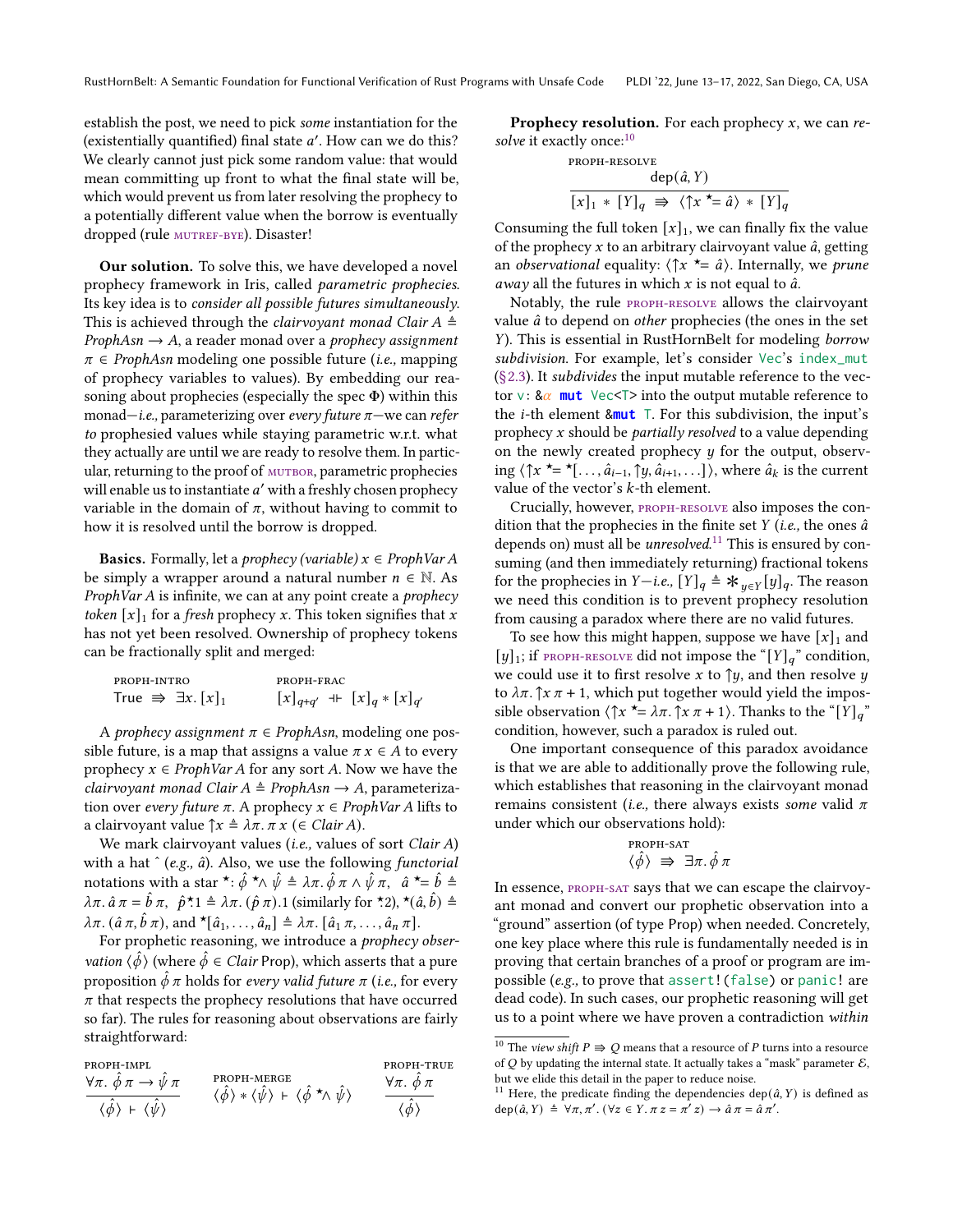establish the post, we need to pick *some* instantiation for the (existentially quantified) final state $a'$. How can we do this? We clearly cannot just pick some random value: that would mean committing up front to what the final state will be, which would prevent us from later resolving the prophecy to a potentially different value when the borrow is eventually dropped (rule MUTREF-BYE). Disaster!

**Our solution.** To solve this, we have developed a novel prophecy framework in Iris, called *parametric prophecies*. Its key idea is to *consider all possible futures simultaneously*. This is achieved through the *clairvoyant monad* $\mathit{Clair}\ A \triangleq \mathit{ProphAsn} \to A$, a reader monad over a *prophecy assignment* $\pi \in \mathit{ProphAsn}$ modeling one possible future (*i.e.,* mapping of prophecy variables to values). By embedding our reasoning about prophecies (especially the spec $\Phi$) within this monad—*i.e.,* parameterizing over *every future* $\pi$—we can *refer to* prophesied values while staying parametric w.r.t. what they actually are until we are ready to resolve them. In particular, returning to the proof of MUTBOR, parametric prophecies will enable us to instantiate $a'$ with a freshly chosen prophecy variable in the domain of $\pi$, without having to commit to how it is resolved until the borrow is dropped.

**Basics.** Formally, let a *prophecy (variable)* $x \in \mathit{ProphVar}\ A$ be simply a wrapper around a natural number $n \in \mathbb{N}$. As $\mathit{ProphVar}\ A$ is infinite, we can at any point create a *prophecy token* $[x]_1$ for a *fresh* prophecy $x$. This token signifies that $x$ has not yet been resolved. Ownership of prophecy tokens can be fractionally split and merged:

PROPH-INTRO
$$\mathsf{True} \Rrightarrow \exists x.\, [x]_1$$

PROPH-FRAC
$$[x]_{q+q'} \dashv\vdash [x]_q * [x]_{q'}$$

A *prophecy assignment* $\pi \in \mathit{ProphAsn}$, modeling one possible future, is a map that assigns a value $\pi\, x \in A$ to every prophecy $x \in \mathit{ProphVar}\ A$ for any sort $A$. Now we have the *clairvoyant monad* $\mathit{Clair}\ A \triangleq \mathit{ProphAsn} \to A$, parameterization over *every future* $\pi$. A prophecy $x \in \mathit{ProphVar}\ A$ lifts to a clairvoyant value $\uparrow x \triangleq \lambda\pi.\, \pi\, x\ (\in \mathit{Clair}\ A)$.

We mark clairvoyant values (*i.e.,* values of sort $\mathit{Clair}\ A$) with a hat $\hat{}$ (*e.g.,* $\hat{a}$). Also, we use the following *functorial* notations with a star $^\star$: $\hat{\phi} \mathbin{^\star\!\wedge} \hat{\psi} \triangleq \lambda\pi.\, \hat{\phi}\,\pi \wedge \hat{\psi}\,\pi$, $\hat{a} \mathbin{^\star\!=} \hat{b} \triangleq \lambda\pi.\, \hat{a}\,\pi = \hat{b}\,\pi$, $\hat{p}^\star 1 \triangleq \lambda\pi.\, (\hat{p}\,\pi).1$ (similarly for $^\star 2$), $^\star(\hat{a}, \hat{b}) \triangleq \lambda\pi.\, (\hat{a}\,\pi, \hat{b}\,\pi)$, and $^\star[\hat{a}_1, \ldots, \hat{a}_n] \triangleq \lambda\pi.\, [\hat{a}_1\,\pi, \ldots, \hat{a}_n\,\pi]$.

For prophetic reasoning, we introduce a *prophecy observation* $\langle\hat{\phi}\rangle$ (where $\hat{\phi} \in \mathit{Clair}\ \mathrm{Prop}$), which asserts that a pure proposition $\hat{\phi}\,\pi$ holds for *every valid future* $\pi$ (*i.e.,* for every $\pi$ that respects the prophecy resolutions that have occurred so far). The rules for reasoning about observations are fairly straightforward:

PROPH-IMPL
$$\frac{\forall\pi.\, \hat{\phi}\,\pi \to \hat{\psi}\,\pi}{\langle\hat{\phi}\rangle \vdash \langle\hat{\psi}\rangle}$$

PROPH-MERGE
$$\langle\hat{\phi}\rangle * \langle\hat{\psi}\rangle \vdash \langle\hat{\phi} \mathbin{^\star\!\wedge} \hat{\psi}\rangle$$

PROPH-TRUE
$$\frac{\forall\pi.\, \hat{\phi}\,\pi}{\langle\hat{\phi}\rangle}$$

**Prophecy resolution.** For each prophecy $x$, we can *resolve* it exactly once:[10]

PROPH-RESOLVE
$$\frac{\mathrm{dep}(\hat{a}, Y)}{[x]_1 * [Y]_q \Rrightarrow \langle\uparrow x \mathbin{^\star\!=} \hat{a}\rangle * [Y]_q}$$

Consuming the full token $[x]_1$, we can finally fix the value of the prophecy $x$ to an arbitrary clairvoyant value $\hat{a}$, getting an *observational* equality: $\langle\uparrow x \mathbin{^\star\!=} \hat{a}\rangle$. Internally, we *prune away* all the futures in which $x$ is not equal to $\hat{a}$.

Notably, the rule PROPH-RESOLVE allows the clairvoyant value $\hat{a}$ to depend on *other* prophecies (the ones in the set $Y$). This is essential in RustHornBelt for modeling *borrow subdivision*. For example, let's consider `Vec`'s `index_mut` (§2.3). It *subdivides* the input mutable reference to the vector `v: &α mut Vec<T>` into the output mutable reference to the $i$-th element `&mut T`. For this subdivision, the input's prophecy $x$ should be *partially resolved* to a value depending on the newly created prophecy $y$ for the output, observing $\langle\uparrow x \mathbin{^\star\!=} {}^\star[\ldots, \hat{a}_{i-1}, \uparrow y, \hat{a}_{i+1}, \ldots]\rangle$, where $\hat{a}_k$ is the current value of the vector's $k$-th element.

Crucially, however, PROPH-RESOLVE also imposes the condition that the prophecies in the finite set $Y$ (*i.e.,* the ones $\hat{a}$ depends on) must all be *unresolved*.[11] This is ensured by consuming (and then immediately returning) fractional tokens for the prophecies in $Y$—*i.e.,* $[Y]_q \triangleq \mathop{\ast}_{y \in Y} [y]_q$. The reason we need this condition is to prevent prophecy resolution from causing a paradox where there are no valid futures.

To see how this might happen, suppose we have $[x]_1$ and $[y]_1$; if PROPH-RESOLVE did not impose the "$[Y]_q$" condition, we could use it to first resolve $x$ to $\uparrow y$, and then resolve $y$ to $\lambda\pi.\, \uparrow x\,\pi + 1$, which put together would yield the impossible observation $\langle\uparrow x \mathbin{^\star\!=} \lambda\pi.\, \uparrow x\,\pi + 1\rangle$. Thanks to the "$[Y]_q$" condition, however, such a paradox is ruled out.

One important consequence of this paradox avoidance is that we are able to additionally prove the following rule, which establishes that reasoning in the clairvoyant monad remains consistent (*i.e.,* there always exists *some* valid $\pi$ under which our observations hold):

PROPH-SAT
$$\langle\hat{\phi}\rangle \Rrightarrow \exists\pi.\, \hat{\phi}\,\pi$$

In essence, PROPH-SAT says that we can escape the clairvoyant monad and convert our prophetic observation into a "ground" assertion (of type Prop) when needed. Concretely, one key place where this rule is fundamentally needed is in proving that certain branches of a proof or program are impossible (*e.g.,* to prove that `assert!(false)` or `panic!` are dead code). In such cases, our prophetic reasoning will get us to a point where we have proven a contradiction *within*

[10] The *view shift* $P \Rrightarrow Q$ means that a resource of $P$ turns into a resource of $Q$ by updating the internal state. It actually takes a "mask" parameter $\mathcal{E}$, but we elide this detail in the paper to reduce noise.

[11] Here, the predicate finding the dependencies $\mathrm{dep}(\hat{a}, Y)$ is defined as $\mathrm{dep}(\hat{a}, Y) \triangleq \forall\pi, \pi'.\, (\forall z \in Y.\, \pi\, z = \pi'\, z) \to \hat{a}\,\pi = \hat{a}\,\pi'$.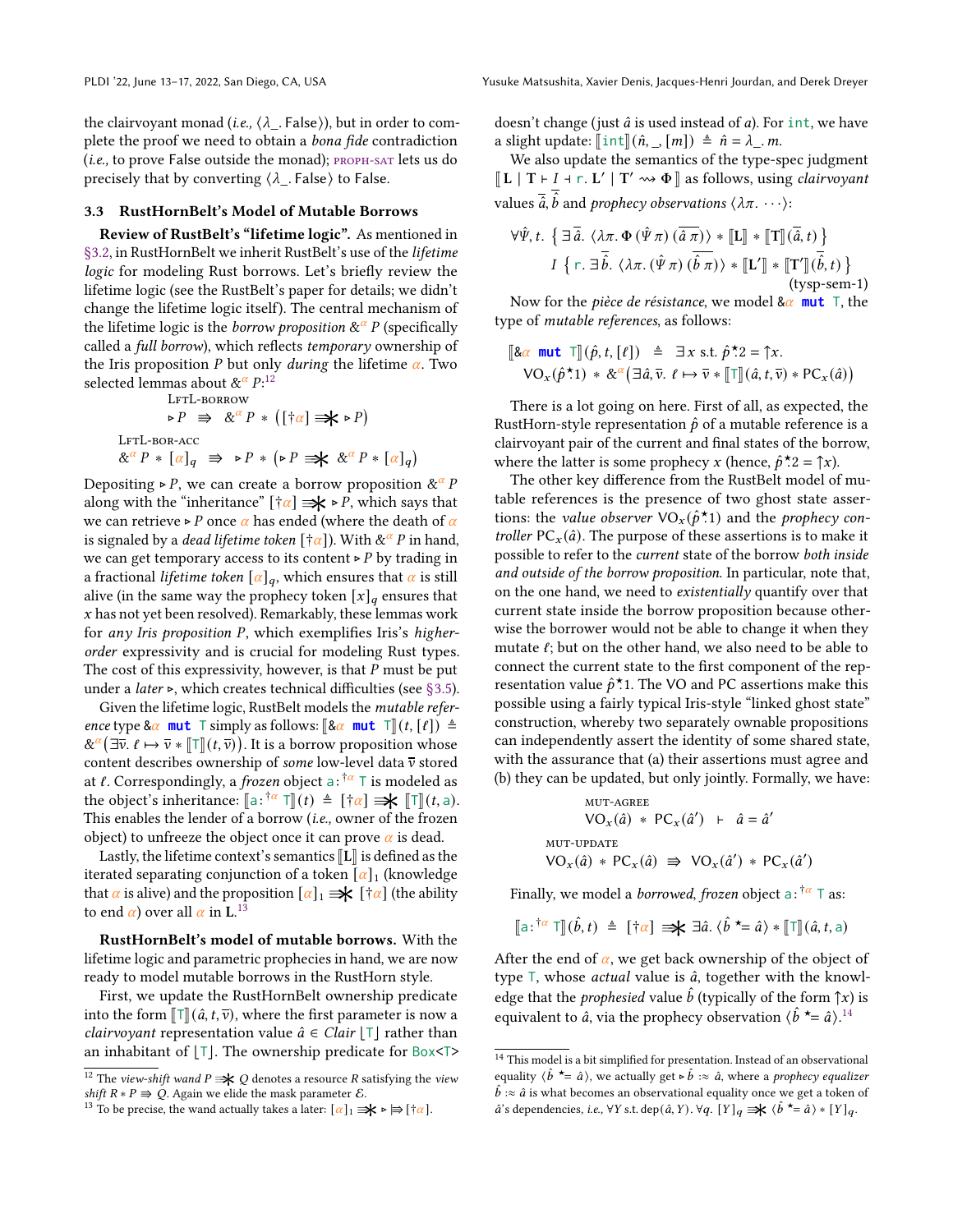the clairvoyant monad (*i.e.,* $\langle\lambda\_.\ \mathrm{False}\rangle$), but in order to complete the proof we need to obtain a *bona fide* contradiction (*i.e.,* to prove False outside the monad); PROPH-SAT lets us do precisely that by converting $\langle\lambda\_.\ \mathrm{False}\rangle$ to False.

### 3.3 RustHornBelt's Model of Mutable Borrows

**Review of RustBelt's "lifetime logic".** As mentioned in §3.2, in RustHornBelt we inherit RustBelt's use of the *lifetime logic* for modeling Rust borrows. Let's briefly review the lifetime logic (see the RustBelt's paper for details; we didn't change the lifetime logic itself). The central mechanism of the lifetime logic is the *borrow proposition* $\&^{\alpha} P$ (specifically called a *full borrow*), which reflects *temporary* ownership of the Iris proposition $P$ but only *during* the lifetime $\alpha$. Two selected lemmas about $\&^{\alpha} P$:[12]

LFTL-BORROW

$$\triangleright P \;\Rrightarrow\; \&^{\alpha} P \,*\, \big([\dagger\alpha] \Rrightarrow\!\!\ast\; \triangleright P\big)$$

LFTL-BOR-ACC

$$\&^{\alpha} P \,*\, [\alpha]_q \;\Rrightarrow\; \triangleright P \,*\, \big(\triangleright P \Rrightarrow\!\!\ast\; \&^{\alpha} P \,*\, [\alpha]_q\big)$$

Depositing $\triangleright P$, we can create a borrow proposition $\&^{\alpha} P$ along with the "inheritance" $[\dagger\alpha] \Rrightarrow\!\!\ast \triangleright P$, which says that we can retrieve $\triangleright P$ once $\alpha$ has ended (where the death of $\alpha$ is signaled by a *dead lifetime token* $[\dagger\alpha]$). With $\&^{\alpha} P$ in hand, we can get temporary access to its content $\triangleright P$ by trading in a fractional *lifetime token* $[\alpha]_q$, which ensures that $\alpha$ is still alive (in the same way the prophecy token $[x]_q$ ensures that $x$ has not yet been resolved). Remarkably, these lemmas work for *any Iris proposition* $P$, which exemplifies Iris's *higher-order* expressivity and is crucial for modeling Rust types. The cost of this expressivity, however, is that $P$ must be put under a *later* $\triangleright$, which creates technical difficulties (see §3.5).

Given the lifetime logic, RustBelt models the *mutable reference* type `&α mut T` simply as follows: $[\![\&\alpha\ \mathtt{mut}\ \mathtt{T}]\!](t, [\ell]) \triangleq \&^{\alpha}\big(\exists \overline{v}.\ \ell \mapsto \overline{v} * [\![\mathtt{T}]\!](t, \overline{v})\big)$. It is a borrow proposition whose content describes ownership of *some* low-level data $\overline{v}$ stored at $\ell$. Correspondingly, a *frozen* object $\mathsf{a} :^{\dagger\alpha} \mathtt{T}$ is modeled as the object's inheritance: $[\![\mathsf{a} :^{\dagger\alpha} \mathtt{T}]\!](t) \triangleq [\dagger\alpha] \Rrightarrow\!\!\ast [\![\mathtt{T}]\!](t, \mathsf{a})$. This enables the lender of a borrow (*i.e.,* owner of the frozen object) to unfreeze the object once it can prove $\alpha$ is dead.

Lastly, the lifetime context's semantics $[\![\mathbf{L}]\!]$ is defined as the iterated separating conjunction of a token $[\alpha]_1$ (knowledge that $\alpha$ is alive) and the proposition $[\alpha]_1 \Rrightarrow\!\!\ast [\dagger\alpha]$ (the ability to end $\alpha$) over all $\alpha$ in $\mathbf{L}$.[13]

**RustHornBelt's model of mutable borrows.** With the lifetime logic and parametric prophecies in hand, we are now ready to model mutable borrows in the RustHorn style.

First, we update the RustHornBelt ownership predicate into the form $[\![\mathtt{T}]\!](\hat{a}, t, \overline{v})$, where the first parameter is now a *clairvoyant* representation value $\hat{a} \in \mathit{Clair}\,\lfloor\mathtt{T}\rfloor$ rather than an inhabitant of $\lfloor\mathtt{T}\rfloor$. The ownership predicate for `Box<T>` doesn't change (just $\hat{a}$ is used instead of $a$). For `int`, we have a slight update: $[\![\mathtt{int}]\!](\hat{n}, \_, [m]) \triangleq \hat{n} = \lambda\_.\ m$.

We also update the semantics of the type-spec judgment $[\![\mathbf{L} \mid \mathbf{T} \vdash I \dashv \mathsf{r}.\ \mathbf{L}' \mid \mathbf{T}' \rightsquigarrow \Phi]\!]$ as follows, using *clairvoyant* values $\overline{\hat{a}}, \overline{\hat{b}}$ and *prophecy observations* $\langle\lambda\pi.\ \cdots\rangle$:

$$\forall\hat{\Psi}, t.\ \big\{\, \exists\,\overline{\hat{a}}.\ \langle\lambda\pi.\ \Phi\,(\hat{\Psi}\,\pi)\,(\overline{\hat{a}\,\pi})\rangle * [\![\mathbf{L}]\!] * [\![\mathbf{T}]\!](\overline{\hat{a}}, t) \,\big\}$$
$$I\ \big\{\, \mathsf{r}.\ \exists\,\overline{\hat{b}}.\ \langle\lambda\pi.\ (\hat{\Psi}\,\pi)\,(\overline{\hat{b}\,\pi})\rangle * [\![\mathbf{L}']\!] * [\![\mathbf{T}']\!](\overline{\hat{b}}, t) \,\big\} \qquad \text{(tysp-sem-1)}$$

Now for the *pièce de résistance*, we model `&α mut T`, the type of *mutable references*, as follows:

$$[\![\&\alpha\ \mathtt{mut}\ \mathtt{T}]\!](\hat{p}, t, [\ell]) \;\triangleq\; \exists x \text{ s.t. } \hat{p}^{\star}.2 = {\uparrow}x.$$
$$\mathrm{VO}_x(\hat{p}^{\star}.1) \,*\, \&^{\alpha}\big(\exists \hat{a}, \overline{v}.\ \ell \mapsto \overline{v} * [\![\mathtt{T}]\!](\hat{a}, t, \overline{v}) * \mathrm{PC}_x(\hat{a})\big)$$

There is a lot going on here. First of all, as expected, the RustHorn-style representation $\hat{p}$ of a mutable reference is a clairvoyant pair of the current and final states of the borrow, where the latter is some prophecy $x$ (hence, $\hat{p}^{\star}.2 = {\uparrow}x$).

The other key difference from the RustBelt model of mutable references is the presence of two ghost state assertions: the *value observer* $\mathrm{VO}_x(\hat{p}^{\star}.1)$ and the *prophecy controller* $\mathrm{PC}_x(\hat{a})$. The purpose of these assertions is to make it possible to refer to the *current* state of the borrow *both inside and outside of the borrow proposition*. In particular, note that, on the one hand, we need to *existentially* quantify over that current state inside the borrow proposition because otherwise the borrower would not be able to change it when they mutate $\ell$; but on the other hand, we also need to be able to connect the current state to the first component of the representation value $\hat{p}^{\star}.1$. The VO and PC assertions make this possible using a fairly typical Iris-style "linked ghost state" construction, whereby two separately ownable propositions can independently assert the identity of some shared state, with the assurance that (a) their assertions must agree and (b) they can be updated, but only jointly. Formally, we have:

MUT-AGREE

$$\mathrm{VO}_x(\hat{a}) \,*\, \mathrm{PC}_x(\hat{a}') \;\vdash\; \hat{a} = \hat{a}'$$

MUT-UPDATE

$$\mathrm{VO}_x(\hat{a}) \,*\, \mathrm{PC}_x(\hat{a}) \;\Rrightarrow\; \mathrm{VO}_x(\hat{a}') \,*\, \mathrm{PC}_x(\hat{a}')$$

Finally, we model a *borrowed, frozen* object $\mathsf{a} :^{\dagger\alpha} \mathtt{T}$ as:

$$[\![\mathsf{a} :^{\dagger\alpha} \mathtt{T}]\!](\hat{b}, t) \;\triangleq\; [\dagger\alpha] \Rrightarrow\!\!\ast\; \exists\hat{a}.\ \langle \hat{b} \overset{\star}{=} \hat{a}\rangle * [\![\mathtt{T}]\!](\hat{a}, t, \mathsf{a})$$

After the end of $\alpha$, we get back ownership of the object of type `T`, whose *actual* value is $\hat{a}$, together with the knowledge that the *prophesied* value $\hat{b}$ (typically of the form ${\uparrow}x$) is equivalent to $\hat{a}$, via the prophecy observation $\langle \hat{b} \overset{\star}{=} \hat{a}\rangle$.[14]

---

[12] The *view-shift wand* $P \Rrightarrow\!\!\ast\, Q$ denotes a resource $R$ satisfying the *view shift* $R * P \Rrightarrow Q$. Again we elide the mask parameter $\mathcal{E}$.

[13] To be precise, the wand actually takes a later: $[\alpha]_1 \Rrightarrow\!\!\ast \triangleright \Rrightarrow [\dagger\alpha]$.

[14] This model is a bit simplified for presentation. Instead of an observational equality $\langle \hat{b} \overset{\star}{=} \hat{a}\rangle$, we actually get $\triangleright \hat{b} :\approx \hat{a}$, where a *prophecy equalizer* $\hat{b} :\approx \hat{a}$ is what becomes an observational equality once we get a token of $\hat{a}$'s dependencies, *i.e.,* $\forall Y$ s.t. $\mathrm{dep}(\hat{a}, Y).\ \forall q.\ [Y]_q \Rrightarrow\!\!\ast \langle \hat{b} \overset{\star}{=} \hat{a}\rangle * [Y]_q$.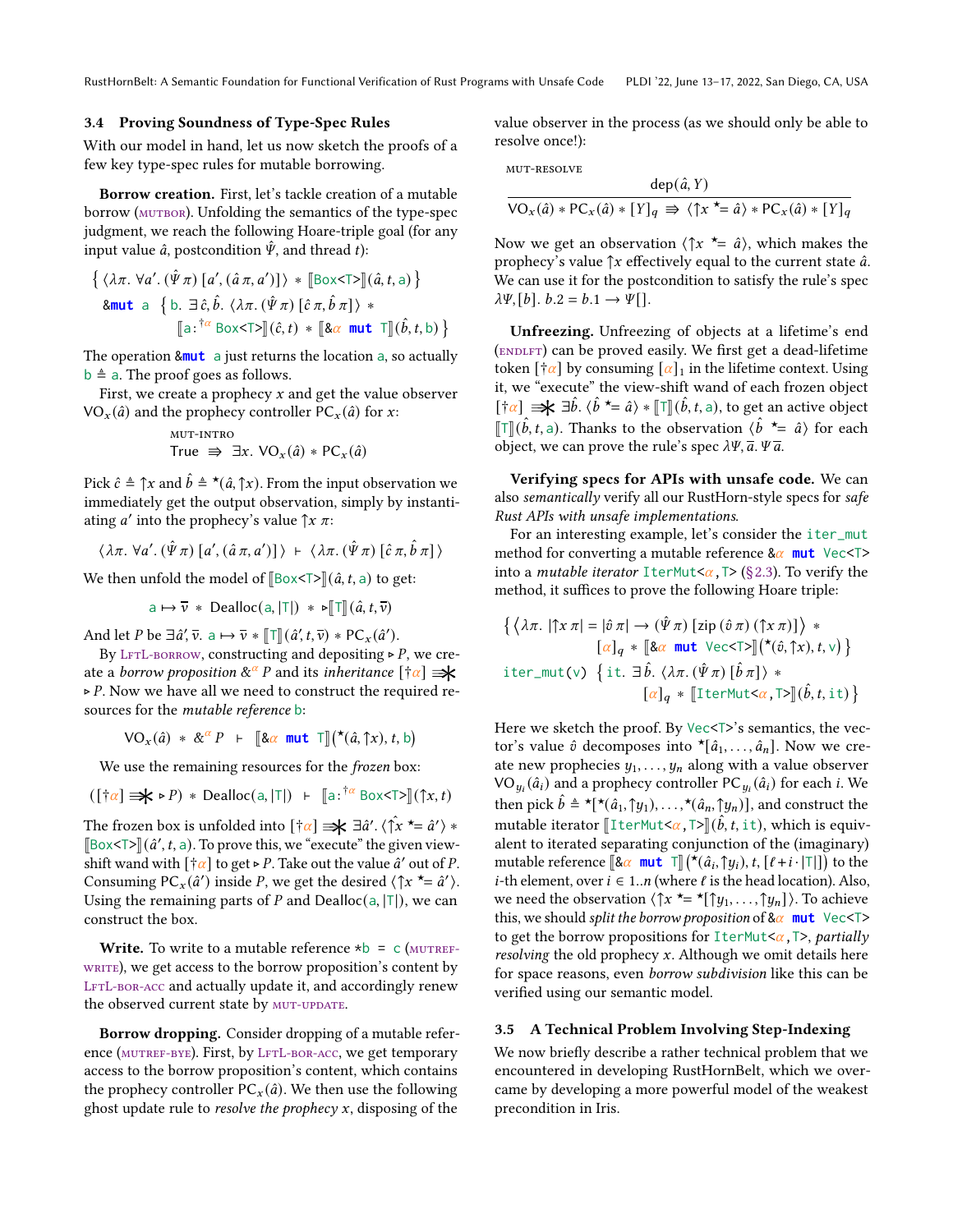### 3.4 Proving Soundness of Type-Spec Rules

With our model in hand, let us now sketch the proofs of a few key type-spec rules for mutable borrowing.

**Borrow creation.** First, let's tackle creation of a mutable borrow (MUTBOR). Unfolding the semantics of the type-spec judgment, we reach the following Hoare-triple goal (for any input value $\hat{a}$, postcondition $\hat{\Psi}$, and thread $t$):

$$\{ \langle \lambda\pi.\ \forall a'.\ (\hat{\Psi}\,\pi)\ [a', (\hat{a}\,\pi, a')] \rangle \ * \ [\![\texttt{Box<T>}]\!](\hat{a}, t, \texttt{a}) \}$$
$$\texttt{\&mut a} \ \ \{ \texttt{b}.\ \exists \hat{c}, \hat{b}.\ \langle \lambda\pi.\ (\hat{\Psi}\,\pi)\ [\hat{c}\,\pi, \hat{b}\,\pi] \rangle \ * \ [\![\texttt{a} :^{\dagger\alpha} \texttt{Box<T>}]\!](\hat{c}, t) \ * \ [\![\texttt{\&}\alpha\ \texttt{mut T}]\!](\hat{b}, t, \texttt{b}) \}$$

The operation `&mut a` just returns the location `a`, so actually $\texttt{b} \triangleq \texttt{a}$. The proof goes as follows.

First, we create a prophecy $x$ and get the value observer $\mathrm{VO}_x(\hat{a})$ and the prophecy controller $\mathrm{PC}_x(\hat{a})$ for $x$:

$$\text{MUT-INTRO}\qquad \mathsf{True} \ \Rrightarrow\ \exists x.\ \mathrm{VO}_x(\hat{a}) * \mathrm{PC}_x(\hat{a})$$

Pick $\hat{c} \triangleq \uparrow x$ and $\hat{b} \triangleq {}^\star(\hat{a}, \uparrow x)$. From the input observation we immediately get the output observation, simply by instantiating $a'$ into the prophecy's value $\uparrow x\ \pi$:

$$\langle \lambda\pi.\ \forall a'.\ (\hat{\Psi}\,\pi)\ [a', (\hat{a}\,\pi, a')] \rangle \ \vdash\ \langle \lambda\pi.\ (\hat{\Psi}\,\pi)\ [\hat{c}\,\pi, \hat{b}\,\pi] \rangle$$

We then unfold the model of $[\![\texttt{Box<T>}]\!](\hat{a}, t, \texttt{a})$ to get:

$$\texttt{a} \mapsto \bar{v} \ * \ \mathrm{Dealloc}(\texttt{a}, |\texttt{T}|) \ * \ \triangleright [\![\texttt{T}]\!](\hat{a}, t, \bar{v})$$

And let $P$ be $\exists \hat{a}', \bar{v}.\ \texttt{a} \mapsto \bar{v} * [\![\texttt{T}]\!](\hat{a}', t, \bar{v}) * \mathrm{PC}_x(\hat{a}')$.

By LFTL-BORROW, constructing and depositing $\triangleright P$, we create a *borrow proposition* $\&^\alpha P$ and its *inheritance* $[\dagger\alpha] \Rrightarrow\!\!\!\ast \triangleright P$. Now we have all we need to construct the required resources for the *mutable reference* `b`:

$$\mathrm{VO}_x(\hat{a}) \ * \ \&^\alpha P \ \ \vdash\ \ [\![\texttt{\&}\alpha\ \texttt{mut T}]\!]({}^\star(\hat{a}, \uparrow x), t, \texttt{b})$$

We use the remaining resources for the *frozen* box:

$$([\dagger\alpha] \Rrightarrow\!\!\!\ast \triangleright P) \ * \ \mathrm{Dealloc}(\texttt{a}, |\texttt{T}|) \ \ \vdash\ \ [\![\texttt{a} :^{\dagger\alpha} \texttt{Box<T>}]\!](\uparrow x, t)$$

The frozen box is unfolded into $[\dagger\alpha] \Rrightarrow\!\!\!\ast \exists \hat{a}'.\ \langle \uparrow x \ {}^\star\!\!= \hat{a}' \rangle * [\![\texttt{Box<T>}]\!](\hat{a}', t, \texttt{a})$. To prove this, we "execute" the given view-shift wand with $[\dagger\alpha]$ to get $\triangleright P$. Take out the value $\hat{a}'$ out of $P$. Consuming $\mathrm{PC}_x(\hat{a}')$ inside $P$, we get the desired $\langle \uparrow x \ {}^\star\!\!= \hat{a}' \rangle$. Using the remaining parts of $P$ and $\mathrm{Dealloc}(\texttt{a}, |\texttt{T}|)$, we can construct the box.

**Write.** To write to a mutable reference `*b = c` (MUTREF-WRITE), we get access to the borrow proposition's content by LFTL-BOR-ACC and actually update it, and accordingly renew the observed current state by MUT-UPDATE.

**Borrow dropping.** Consider dropping of a mutable reference (MUTREF-BYE). First, by LFTL-BOR-ACC, we get temporary access to the borrow proposition's content, which contains the prophecy controller $\mathrm{PC}_x(\hat{a})$. We then use the following ghost update rule to *resolve the prophecy* $x$, disposing of the value observer in the process (as we should only be able to resolve once!):

$$\text{MUT-RESOLVE}\qquad \frac{\mathrm{dep}(\hat{a}, Y)}{\mathrm{VO}_x(\hat{a}) * \mathrm{PC}_x(\hat{a}) * [Y]_q \ \Rrightarrow\ \langle \uparrow x \ {}^\star\!\!= \hat{a} \rangle * \mathrm{PC}_x(\hat{a}) * [Y]_q}$$

Now we get an observation $\langle \uparrow x \ {}^\star\!\!= \hat{a} \rangle$, which makes the prophecy's value $\uparrow x$ effectively equal to the current state $\hat{a}$. We can use it for the postcondition to satisfy the rule's spec $\lambda\Psi, [b].\ b.2 = b.1 \to \Psi[]$.

**Unfreezing.** Unfreezing of objects at a lifetime's end (ENDLFT) can be proved easily. We first get a dead-lifetime token $[\dagger\alpha]$ by consuming $[\alpha]_1$ in the lifetime context. Using it, we "execute" the view-shift wand of each frozen object $[\dagger\alpha] \Rrightarrow\!\!\!\ast \exists \hat{b}.\ \langle \hat{b} \ {}^\star\!\!= \hat{a} \rangle * [\![\texttt{T}]\!](\hat{b}, t, \texttt{a})$, to get an active object $[\![\texttt{T}]\!](\hat{b}, t, \texttt{a})$. Thanks to the observation $\langle \hat{b} \ {}^\star\!\!= \hat{a} \rangle$ for each object, we can prove the rule's spec $\lambda\Psi, \bar{a}.\ \Psi\,\bar{a}$.

**Verifying specs for APIs with unsafe code.** We can also *semantically* verify all our RustHorn-style specs for *safe Rust APIs with unsafe implementations*.

For an interesting example, let's consider the `iter_mut` method for converting a mutable reference `&`$\alpha$ `mut Vec<T>` into a *mutable iterator* `IterMut<`$\alpha$`,T>` (§2.3). To verify the method, it suffices to prove the following Hoare triple:

$$\{ \langle \lambda\pi.\ |\uparrow x\ \pi| = |\hat{v}\ \pi| \to (\hat{\Psi}\,\pi)\ [\mathrm{zip}\,(\hat{v}\,\pi)\,(\uparrow x\,\pi)] \rangle \ * \ [\alpha]_q \ * \ [\![\texttt{\&}\alpha\ \texttt{mut Vec<T>}]\!]({}^\star(\hat{v}, \uparrow x), t, \texttt{v}) \}$$
$$\texttt{iter\_mut(v)}\ \ \{ \texttt{it}.\ \exists \hat{b}.\ \langle \lambda\pi.\ (\hat{\Psi}\,\pi)\ [\hat{b}\,\pi] \rangle \ * \ [\alpha]_q \ * \ [\![\texttt{IterMut<}\alpha\texttt{,T>}]\!](\hat{b}, t, \texttt{it}) \}$$

Here we sketch the proof. By `Vec<T>`'s semantics, the vector's value $\hat{v}$ decomposes into ${}^\star[\hat{a}_1, \ldots, \hat{a}_n]$. Now we create new prophecies $y_1, \ldots, y_n$ along with a value observer $\mathrm{VO}_{y_i}(\hat{a}_i)$ and a prophecy controller $\mathrm{PC}_{y_i}(\hat{a}_i)$ for each $i$. We then pick $\hat{b} \triangleq {}^\star[{}^\star(\hat{a}_1, \uparrow y_1), \ldots, {}^\star(\hat{a}_n, \uparrow y_n)]$, and construct the mutable iterator $[\![\texttt{IterMut<}\alpha\texttt{,T>}]\!](\hat{b}, t, \texttt{it})$, which is equivalent to iterated separating conjunction of the (imaginary) mutable reference $[\![\texttt{\&}\alpha\ \texttt{mut T}]\!]({}^\star(\hat{a}_i, \uparrow y_i), t, [\ell + i \cdot |\texttt{T}|])$ to the $i$-th element, over $i \in 1..n$ (where $\ell$ is the head location). Also, we need the observation $\langle \uparrow x \ {}^\star\!\!= {}^\star[\uparrow y_1, \ldots, \uparrow y_n] \rangle$. To achieve this, we should *split the borrow proposition* of `&`$\alpha$ `mut Vec<T>` to get the borrow propositions for `IterMut<`$\alpha$`,T>`, *partially resolving* the old prophecy $x$. Although we omit details here for space reasons, even *borrow subdivision* like this can be verified using our semantic model.

### 3.5 A Technical Problem Involving Step-Indexing

We now briefly describe a rather technical problem that we encountered in developing RustHornBelt, which we overcame by developing a more powerful model of the weakest precondition in Iris.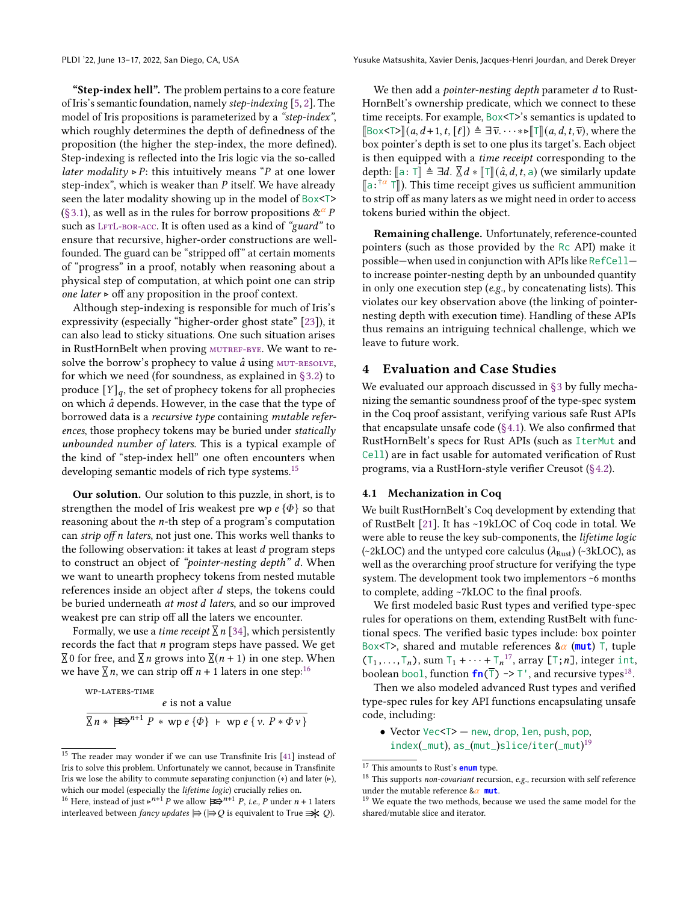**"Step-index hell".** The problem pertains to a core feature of Iris's semantic foundation, namely *step-indexing* [5, 2]. The model of Iris propositions is parameterized by a *"step-index"*, which roughly determines the depth of definedness of the proposition (the higher the step-index, the more defined). Step-indexing is reflected into the Iris logic via the so-called *later modality* $\triangleright P$: this intuitively means "$P$ at one lower step-index", which is weaker than $P$ itself. We have already seen the later modality showing up in the model of `Box<T>` (§3.1), as well as in the rules for borrow propositions $\&^{\alpha} P$ such as LFTL-BOR-ACC. It is often used as a kind of *"guard"* to ensure that recursive, higher-order constructions are well-founded. The guard can be "stripped off" at certain moments of "progress" in a proof, notably when reasoning about a physical step of computation, at which point one can strip *one later* $\triangleright$ off any proposition in the proof context.

Although step-indexing is responsible for much of Iris's expressivity (especially "higher-order ghost state" [23]), it can also lead to sticky situations. One such situation arises in RustHornBelt when proving MUTREF-BYE. We want to resolve the borrow's prophecy to value $\hat{a}$ using MUT-RESOLVE, for which we need (for soundness, as explained in §3.2) to produce $[Y]_q$, the set of prophecy tokens for all prophecies on which $\hat{a}$ depends. However, in the case that the type of borrowed data is a *recursive type* containing *mutable references*, those prophecy tokens may be buried under *statically unbounded number of laters*. This is a typical example of the kind of "step-index hell" one often encounters when developing semantic models of rich type systems.[15]

**Our solution.** Our solution to this puzzle, in short, is to strengthen the model of Iris weakest pre $\text{wp}\ e\ \{\Phi\}$ so that reasoning about the $n$-th step of a program's computation can *strip off n laters*, not just one. This works well thanks to the following observation: it takes at least $d$ program steps to construct an object of *"pointer-nesting depth" d*. When we want to unearth prophecy tokens from nested mutable references inside an object after $d$ steps, the tokens could be buried underneath *at most d laters*, and so our improved weakest pre can strip off all the laters we encounter.

Formally, we use a *time receipt* $⧗\, n$ [34], which persistently records the fact that $n$ program steps have passed. We get $⧗\, 0$ for free, and $⧗\, n$ grows into $⧗(n+1)$ in one step. When we have $⧗\, n$, we can strip off $n+1$ laters in one step:[16]

WP-LATERS-TIME

$$\frac{e \text{ is not a value}}{⧗\, n * {\rightleftharpoons\!\!\triangleright}^{n+1}\, P * \text{wp}\ e\ \{\Phi\} \vdash \text{wp}\ e\ \{v.\ P * \Phi\, v\}}$$

We then add a *pointer-nesting depth* parameter $d$ to RustHornBelt's ownership predicate, which we connect to these time receipts. For example, `Box<T>`'s semantics is updated to $[\![\texttt{Box<T>}]\!](a, d+1, t, [\ell]) \triangleq \exists \bar{v}.\ \cdots * \triangleright [\![\texttt{T}]\!](a, d, t, \bar{v})$, where the box pointer's depth is set to one plus its target's. Each object is then equipped with a *time receipt* corresponding to the depth: $[\![\texttt{a}: \texttt{T}]\!] \triangleq \exists d.\ ⧗\, d * [\![\texttt{T}]\!](\hat{a}, d, t, \texttt{a})$ (we similarly update $[\![\texttt{a} :^{\dagger\alpha} \texttt{T}]\!]$). This time receipt gives us sufficient ammunition to strip off as many laters as we might need in order to access tokens buried within the object.

**Remaining challenge.** Unfortunately, reference-counted pointers (such as those provided by the `Rc` API) make it possible—when used in conjunction with APIs like `RefCell`—to increase pointer-nesting depth by an unbounded quantity in only one execution step (*e.g.*, by concatenating lists). This violates our key observation above (the linking of pointer-nesting depth with execution time). Handling of these APIs thus remains an intriguing technical challenge, which we leave to future work.

## 4 Evaluation and Case Studies

We evaluated our approach discussed in §3 by fully mechanizing the semantic soundness proof of the type-spec system in the Coq proof assistant, verifying various safe Rust APIs that encapsulate unsafe code (§4.1). We also confirmed that RustHornBelt's specs for Rust APIs (such as `IterMut` and `Cell`) are in fact usable for automated verification of Rust programs, via a RustHorn-style verifier Creusot (§4.2).

### 4.1 Mechanization in Coq

We built RustHornBelt's Coq development by extending that of RustBelt [21]. It has ~19kLOC of Coq code in total. We were able to reuse the key sub-components, the *lifetime logic* (~2kLOC) and the untyped core calculus ($\lambda_{\text{Rust}}$) (~3kLOC), as well as the overarching proof structure for verifying the type system. The development took two implementors ~6 months to complete, adding ~7kLOC to the final proofs.

We first modeled basic Rust types and verified type-spec rules for operations on them, extending RustBelt with functional specs. The verified basic types include: box pointer `Box<T>`, shared and mutable references $\&\alpha$ (**mut**) `T`, tuple $(\texttt{T}_1, \ldots, \texttt{T}_n)$, sum $\texttt{T}_1 + \cdots + \texttt{T}_n$[17], array $[\texttt{T}; n]$, integer `int`, boolean `bool`, function $\textbf{fn}(\overline{\texttt{T}})$ `-> T'`, and recursive types[18].

Then we also modeled advanced Rust types and verified type-spec rules for key API functions encapsulating unsafe code, including:

- Vector `Vec<T>` — `new`, `drop`, `len`, `push`, `pop`, `index(_mut)`, `as_(mut_)slice/iter(_mut)`[19]

---

[15] The reader may wonder if we can use Transfinite Iris [41] instead of Iris to solve this problem. Unfortunately we cannot, because in Transfinite Iris we lose the ability to commute separating conjunction ($*$) and later ($\triangleright$), which our model (especially the *lifetime logic*) crucially relies on.

[16] Here, instead of just $\triangleright^{n+1} P$ we allow ${\rightleftharpoons\!\!\triangleright}^{n+1} P$, *i.e.*, $P$ under $n+1$ laters interleaved between *fancy updates* $\Rrightarrow$ ($\Rrightarrow Q$ is equivalent to True $\Rrightarrow\!\!*\ Q$).

[17] This amounts to Rust's **enum** type.

[18] This supports *non-covariant* recursion, *e.g.*, recursion with self reference under the mutable reference $\&\alpha$ **mut**.

[19] We equate the two methods, because we used the same model for the shared/mutable slice and iterator.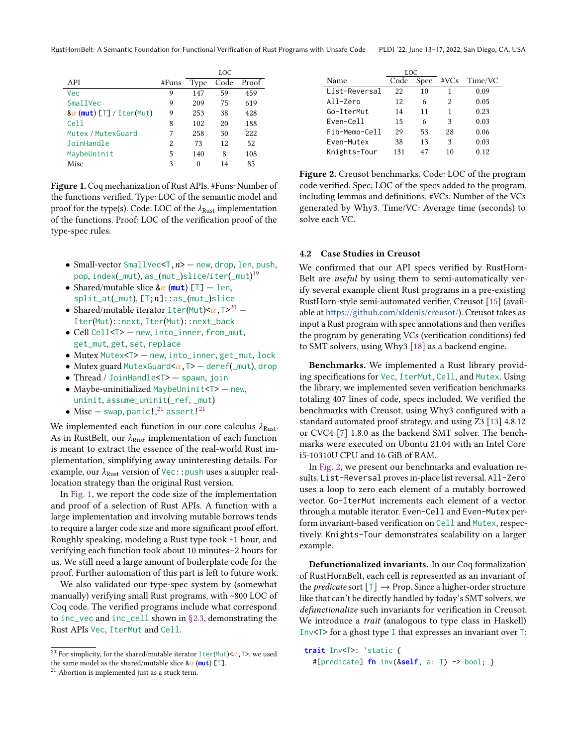| API | #Funs | LOC | | |
|---|---|---|---|---|
| | | Type | Code | Proof |
| Vec | 9 | 147 | 59 | 459 |
| SmallVec | 9 | 209 | 75 | 619 |
| &$\alpha$ (mut) [T] / Iter(Mut) | 9 | 253 | 38 | 428 |
| Cell | 8 | 102 | 20 | 188 |
| Mutex / MutexGuard | 7 | 258 | 30 | 222 |
| JoinHandle | 2 | 73 | 12 | 52 |
| MaybeUninit | 5 | 140 | 8 | 108 |
| Misc | 3 | 0 | 14 | 85 |

**Figure 1.** Coq mechanization of Rust APIs. #Funs: Number of the functions verified. Type: LOC of the semantic model and proof for the type(s). Code: LOC of the $\lambda_{\text{Rust}}$ implementation of the functions. Proof: LOC of the verification proof of the type-spec rules.

- Small-vector SmallVec<T, $n$> — new, drop, len, push, pop, index(_mut), as_(mut_)slice/iter(_mut)[19]
- Shared/mutable slice &$\alpha$ (mut) [T] — len, split_at(_mut), [T; $n$]::as_(mut_)slice
- Shared/mutable iterator Iter(Mut)<$\alpha$, T>[20] — Iter(Mut)::next, Iter(Mut)::next_back
- Cell Cell<T> — new, into_inner, from_mut, get_mut, get, set, replace
- Mutex Mutex<T> — new, into_inner, get_mut, lock
- Mutex guard MutexGuard<$\alpha$, T> — deref(_mut), drop
- Thread / JoinHandle<T> — spawn, join
- Maybe-uninitialized MaybeUninit<T> — new, uninit, assume_uninit(_ref, _mut)
- Misc — swap, panic![21] assert![21]

We implemented each function in our core calculus $\lambda_{\text{Rust}}$. As in RustBelt, our $\lambda_{\text{Rust}}$ implementation of each function is meant to extract the essence of the real-world Rust implementation, simplifying away uninteresting details. For example, our $\lambda_{\text{Rust}}$ version of Vec::push uses a simpler reallocation strategy than the original Rust version.

In Fig. 1, we report the code size of the implementation and proof of a selection of Rust APIs. A function with a large implementation and involving mutable borrows tends to require a larger code size and more significant proof effort. Roughly speaking, modeling a Rust type took ~1 hour, and verifying each function took about 10 minutes–2 hours for us. We still need a large amount of boilerplate code for the proof. Further automation of this part is left to future work.

We also validated our type-spec system by (somewhat manually) verifying small Rust programs, with ~800 LOC of Coq code. The verified programs include what correspond to inc_vec and inc_cell shown in §2.3, demonstrating the Rust APIs Vec, IterMut and Cell.

[20] For simplicity, for the shared/mutable iterator Iter(Mut)<$\alpha$, T>, we used the same model as the shared/mutable slice &$\alpha$ (mut) [T].

[21] Abortion is implemented just as a stuck term.

| Name | LOC | | #VCs | Time/VC |
|---|---|---|---|---|
| | Code | Spec | | |
| List-Reversal | 22 | 10 | 1 | 0.09 |
| All-Zero | 12 | 6 | 2 | 0.05 |
| Go-IterMut | 14 | 11 | 1 | 0.23 |
| Even-Cell | 15 | 6 | 3 | 0.03 |
| Fib-Memo-Cell | 29 | 53 | 28 | 0.06 |
| Even-Mutex | 38 | 13 | 3 | 0.03 |
| Knights-Tour | 131 | 47 | 10 | 0.12 |

**Figure 2.** Creusot benchmarks. Code: LOC of the program code verified. Spec: LOC of the specs added to the program, including lemmas and definitions. #VCs: Number of the VCs generated by Why3. Time/VC: Average time (seconds) to solve each VC.

### 4.2 Case Studies in Creusot

We confirmed that our API specs verified by RustHornBelt are *useful* by using them to semi-automatically verify several example client Rust programs in a pre-existing RustHorn-style semi-automated verifier, Creusot [15] (available at https://github.com/xldenis/creusot/). Creusot takes as input a Rust program with spec annotations and then verifies the program by generating VCs (verification conditions) fed to SMT solvers, using Why3 [18] as a backend engine.

**Benchmarks.** We implemented a Rust library providing specifications for Vec, IterMut, Cell, and Mutex. Using the library, we implemented seven verification benchmarks totaling 407 lines of code, specs included. We verified the benchmarks with Creusot, using Why3 configured with a standard automated proof strategy, and using Z3 [13] 4.8.12 or CVC4 [7] 1.8.0 as the backend SMT solver. The benchmarks were executed on Ubuntu 21.04 with an Intel Core i5-10310U CPU and 16 GiB of RAM.

In Fig. 2, we present our benchmarks and evaluation results. List-Reversal proves in-place list reversal. All-Zero uses a loop to zero each element of a mutably borrowed vector. Go-IterMut increments each element of a vector through a mutable iterator. Even-Cell and Even-Mutex perform invariant-based verification on Cell and Mutex, respectively. Knights-Tour demonstrates scalability on a larger example.

**Defunctionalized invariants.** In our Coq formalization of RustHornBelt, each cell is represented as an invariant of the *predicate* sort $\lfloor T \rfloor \to \text{Prop}$. Since a higher-order structure like that can't be directly handled by today's SMT solvers, we *defunctionalize* such invariants for verification in Creusot. We introduce a *trait* (analogous to type class in Haskell) Inv<T> for a ghost type I that expresses an invariant over T:

```
trait Inv<T>: 'static {
  #[predicate] fn inv(&self, a: T) -> bool; }
```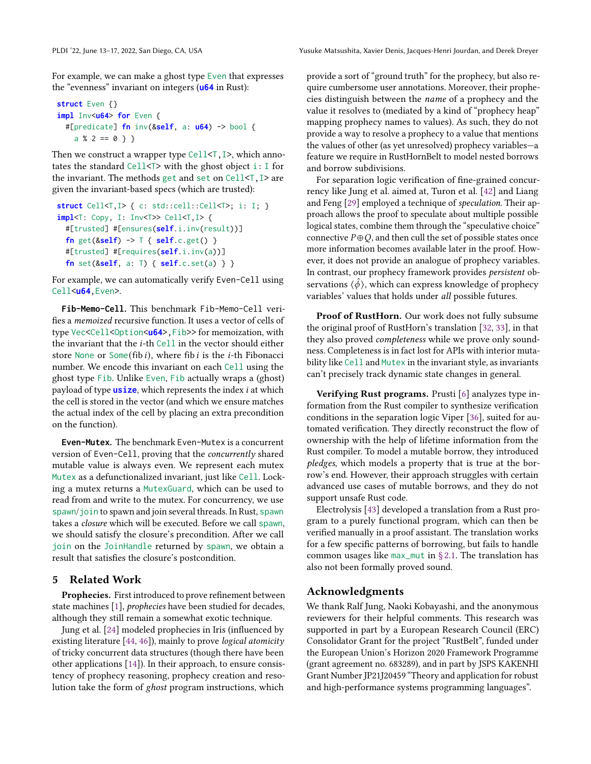For example, we can make a ghost type Even that expresses the "evenness" invariant on integers (u64 in Rust):

```
struct Even {}
impl Inv<u64> for Even {
  #[predicate] fn inv(&self, a: u64) -> bool {
    a % 2 == 0 } }
```

Then we construct a wrapper type Cell<T,I>, which annotates the standard Cell<T> with the ghost object i: I for the invariant. The methods get and set on Cell<T,I> are given the invariant-based specs (which are trusted):

```
struct Cell<T,I> { c: std::cell::Cell<T>; i: I; }
impl<T: Copy, I: Inv<T>> Cell<T,I> {
  #[trusted] #[ensures(self.i.inv(result))]
  fn get(&self) -> T { self.c.get() }
  #[trusted] #[requires(self.i.inv(a))]
  fn set(&self, a: T) { self.c.set(a) } }
```

For example, we can automatically verify Even-Cell using Cell<u64,Even>.

**Fib-Memo-Cell.** This benchmark Fib-Memo-Cell verifies a *memoized* recursive function. It uses a vector of cells of type Vec<Cell<Option<u64>,Fib>> for memoization, with the invariant that the $i$-th Cell in the vector should either store None or Some(fib $i$), where fib $i$ is the $i$-th Fibonacci number. We encode this invariant on each Cell using the ghost type Fib. Unlike Even, Fib actually wraps a (ghost) payload of type usize, which represents the index $i$ at which the cell is stored in the vector (and which we ensure matches the actual index of the cell by placing an extra precondition on the function).

**Even-Mutex.** The benchmark Even-Mutex is a concurrent version of Even-Cell, proving that the *concurrently* shared mutable value is always even. We represent each mutex Mutex as a defunctionalized invariant, just like Cell. Locking a mutex returns a MutexGuard, which can be used to read from and write to the mutex. For concurrency, we use spawn/join to spawn and join several threads. In Rust, spawn takes a *closure* which will be executed. Before we call spawn, we should satisfy the closure's precondition. After we call join on the JoinHandle returned by spawn, we obtain a result that satisfies the closure's postcondition.

## 5 Related Work

**Prophecies.** First introduced to prove refinement between state machines [1], *prophecies* have been studied for decades, although they still remain a somewhat exotic technique.

Jung et al. [24] modeled prophecies in Iris (influenced by existing literature [44, 46]), mainly to prove *logical atomicity* of tricky concurrent data structures (though there have been other applications [14]). In their approach, to ensure consistency of prophecy reasoning, prophecy creation and resolution take the form of *ghost* program instructions, which provide a sort of "ground truth" for the prophecy, but also require cumbersome user annotations. Moreover, their prophecies distinguish between the *name* of a prophecy and the value it resolves to (mediated by a kind of "prophecy heap" mapping prophecy names to values). As such, they do not provide a way to resolve a prophecy to a value that mentions the values of other (as yet unresolved) prophecy variables—a feature we require in RustHornBelt to model nested borrows and borrow subdivisions.

For separation logic verification of fine-grained concurrency like Jung et al. aimed at, Turon et al. [42] and Liang and Feng [29] employed a technique of *speculation*. Their approach allows the proof to speculate about multiple possible logical states, combine them through the "speculative choice" connective $P \oplus Q$, and then cull the set of possible states once more information becomes available later in the proof. However, it does not provide an analogue of prophecy variables. In contrast, our prophecy framework provides *persistent* observations $\langle \hat{\phi} \rangle$, which can express knowledge of prophecy variables' values that holds under *all* possible futures.

**Proof of RustHorn.** Our work does not fully subsume the original proof of RustHorn's translation [32, 33], in that they also proved *completeness* while we prove only soundness. Completeness is in fact lost for APIs with interior mutability like Cell and Mutex in the invariant style, as invariants can't precisely track dynamic state changes in general.

**Verifying Rust programs.** Prusti [6] analyzes type information from the Rust compiler to synthesize verification conditions in the separation logic Viper [36], suited for automated verification. They directly reconstruct the flow of ownership with the help of lifetime information from the Rust compiler. To model a mutable borrow, they introduced *pledges*, which models a property that is true at the borrow's end. However, their approach struggles with certain advanced use cases of mutable borrows, and they do not support unsafe Rust code.

Electrolysis [43] developed a translation from a Rust program to a purely functional program, which can then be verified manually in a proof assistant. The translation works for a few specific patterns of borrowing, but fails to handle common usages like max_mut in § 2.1. The translation has also not been formally proved sound.

## Acknowledgments

We thank Ralf Jung, Naoki Kobayashi, and the anonymous reviewers for their helpful comments. This research was supported in part by a European Research Council (ERC) Consolidator Grant for the project "RustBelt", funded under the European Union's Horizon 2020 Framework Programme (grant agreement no. 683289), and in part by JSPS KAKENHI Grant Number JP21J20459 "Theory and application for robust and high-performance systems programming languages".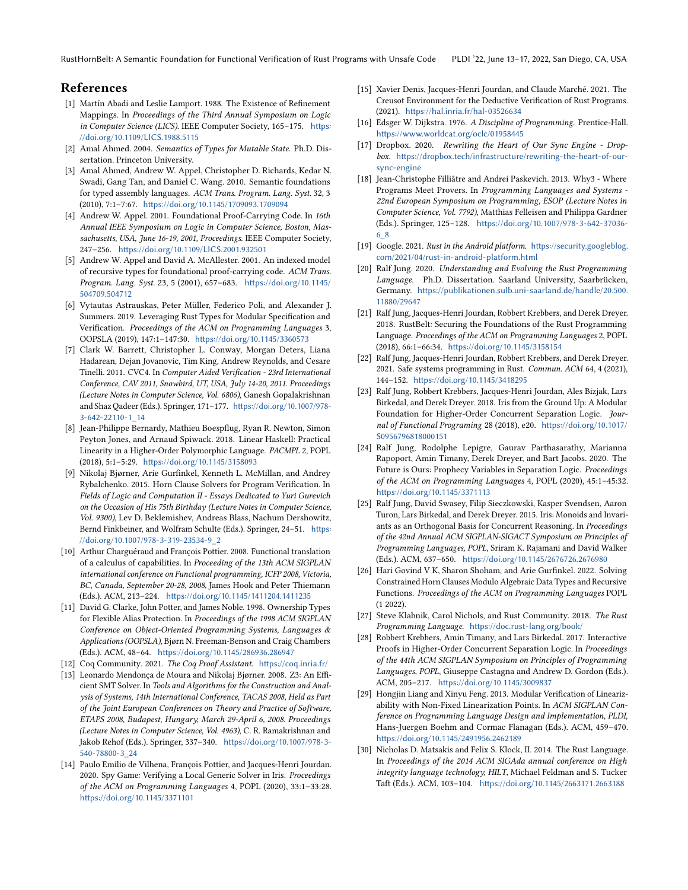## References

[1] Martín Abadi and Leslie Lamport. 1988. The Existence of Refinement Mappings. In *Proceedings of the Third Annual Symposium on Logic in Computer Science (LICS)*. IEEE Computer Society, 165–175. https://doi.org/10.1109/LICS.1988.5115

[2] Amal Ahmed. 2004. *Semantics of Types for Mutable State*. Ph.D. Dissertation. Princeton University.

[3] Amal Ahmed, Andrew W. Appel, Christopher D. Richards, Kedar N. Swadi, Gang Tan, and Daniel C. Wang. 2010. Semantic foundations for typed assembly languages. *ACM Trans. Program. Lang. Syst.* 32, 3 (2010), 7:1–7:67. https://doi.org/10.1145/1709093.1709094

[4] Andrew W. Appel. 2001. Foundational Proof-Carrying Code. In *16th Annual IEEE Symposium on Logic in Computer Science, Boston, Massachusetts, USA, June 16-19, 2001, Proceedings*. IEEE Computer Society, 247–256. https://doi.org/10.1109/LICS.2001.932501

[5] Andrew W. Appel and David A. McAllester. 2001. An indexed model of recursive types for foundational proof-carrying code. *ACM Trans. Program. Lang. Syst.* 23, 5 (2001), 657–683. https://doi.org/10.1145/504709.504712

[6] Vytautas Astrauskas, Peter Müller, Federico Poli, and Alexander J. Summers. 2019. Leveraging Rust Types for Modular Specification and Verification. *Proceedings of the ACM on Programming Languages* 3, OOPSLA (2019), 147:1–147:30. https://doi.org/10.1145/3360573

[7] Clark W. Barrett, Christopher L. Conway, Morgan Deters, Liana Hadarean, Dejan Jovanovic, Tim King, Andrew Reynolds, and Cesare Tinelli. 2011. CVC4. In *Computer Aided Verification - 23rd International Conference, CAV 2011, Snowbird, UT, USA, July 14-20, 2011. Proceedings (Lecture Notes in Computer Science, Vol. 6806)*, Ganesh Gopalakrishnan and Shaz Qadeer (Eds.). Springer, 171–177. https://doi.org/10.1007/978-3-642-22110-1_14

[8] Jean-Philippe Bernardy, Mathieu Boespflug, Ryan R. Newton, Simon Peyton Jones, and Arnaud Spiwack. 2018. Linear Haskell: Practical Linearity in a Higher-Order Polymorphic Language. *PACMPL* 2, POPL (2018), 5:1–5:29. https://doi.org/10.1145/3158093

[9] Nikolaj Bjørner, Arie Gurfinkel, Kenneth L. McMillan, and Andrey Rybalchenko. 2015. Horn Clause Solvers for Program Verification. In *Fields of Logic and Computation II - Essays Dedicated to Yuri Gurevich on the Occasion of His 75th Birthday (Lecture Notes in Computer Science, Vol. 9300)*, Lev D. Beklemishev, Andreas Blass, Nachum Dershowitz, Bernd Finkbeiner, and Wolfram Schulte (Eds.). Springer, 24–51. https://doi.org/10.1007/978-3-319-23534-9_2

[10] Arthur Charguéraud and François Pottier. 2008. Functional translation of a calculus of capabilities. In *Proceeding of the 13th ACM SIGPLAN international conference on Functional programming, ICFP 2008, Victoria, BC, Canada, September 20-28, 2008*, James Hook and Peter Thiemann (Eds.). ACM, 213–224. https://doi.org/10.1145/1411204.1411235

[11] David G. Clarke, John Potter, and James Noble. 1998. Ownership Types for Flexible Alias Protection. In *Proceedings of the 1998 ACM SIGPLAN Conference on Object-Oriented Programming Systems, Languages & Applications (OOPSLA)*, Bjørn N. Freeman-Benson and Craig Chambers (Eds.). ACM, 48–64. https://doi.org/10.1145/286936.286947

[12] Coq Community. 2021. *The Coq Proof Assistant*. https://coq.inria.fr/

[13] Leonardo Mendonça de Moura and Nikolaj Bjørner. 2008. Z3: An Efficient SMT Solver. In *Tools and Algorithms for the Construction and Analysis of Systems, 14th International Conference, TACAS 2008, Held as Part of the Joint European Conferences on Theory and Practice of Software, ETAPS 2008, Budapest, Hungary, March 29-April 6, 2008. Proceedings (Lecture Notes in Computer Science, Vol. 4963)*, C. R. Ramakrishnan and Jakob Rehof (Eds.). Springer, 337–340. https://doi.org/10.1007/978-3-540-78800-3_24

[14] Paulo Emílio de Vilhena, François Pottier, and Jacques-Henri Jourdan. 2020. Spy Game: Verifying a Local Generic Solver in Iris. *Proceedings of the ACM on Programming Languages* 4, POPL (2020), 33:1–33:28. https://doi.org/10.1145/3371101

[15] Xavier Denis, Jacques-Henri Jourdan, and Claude Marché. 2021. The Creusot Environment for the Deductive Verification of Rust Programs. (2021). https://hal.inria.fr/hal-03526634

[16] Edsger W. Dijkstra. 1976. *A Discipline of Programming*. Prentice-Hall. https://www.worldcat.org/oclc/01958445

[17] Dropbox. 2020. *Rewriting the Heart of Our Sync Engine - Dropbox*. https://dropbox.tech/infrastructure/rewriting-the-heart-of-our-sync-engine

[18] Jean-Christophe Filliâtre and Andrei Paskevich. 2013. Why3 - Where Programs Meet Provers. In *Programming Languages and Systems - 22nd European Symposium on Programming, ESOP (Lecture Notes in Computer Science, Vol. 7792)*, Matthias Felleisen and Philippa Gardner (Eds.). Springer, 125–128. https://doi.org/10.1007/978-3-642-37036-6_8

[19] Google. 2021. *Rust in the Android platform*. https://security.googleblog.com/2021/04/rust-in-android-platform.html

[20] Ralf Jung. 2020. *Understanding and Evolving the Rust Programming Language*. Ph.D. Dissertation. Saarland University, Saarbrücken, Germany. https://publikationen.sulb.uni-saarland.de/handle/20.500.11880/29647

[21] Ralf Jung, Jacques-Henri Jourdan, Robbert Krebbers, and Derek Dreyer. 2018. RustBelt: Securing the Foundations of the Rust Programming Language. *Proceedings of the ACM on Programming Languages* 2, POPL (2018), 66:1–66:34. https://doi.org/10.1145/3158154

[22] Ralf Jung, Jacques-Henri Jourdan, Robbert Krebbers, and Derek Dreyer. 2021. Safe systems programming in Rust. *Commun. ACM* 64, 4 (2021), 144–152. https://doi.org/10.1145/3418295

[23] Ralf Jung, Robbert Krebbers, Jacques-Henri Jourdan, Ales Bizjak, Lars Birkedal, and Derek Dreyer. 2018. Iris from the Ground Up: A Modular Foundation for Higher-Order Concurrent Separation Logic. *Journal of Functional Programing* 28 (2018), e20. https://doi.org/10.1017/S0956796818000151

[24] Ralf Jung, Rodolphe Lepigre, Gaurav Parthasarathy, Marianna Rapoport, Amin Timany, Derek Dreyer, and Bart Jacobs. 2020. The Future is Ours: Prophecy Variables in Separation Logic. *Proceedings of the ACM on Programming Languages* 4, POPL (2020), 45:1–45:32. https://doi.org/10.1145/3371113

[25] Ralf Jung, David Swasey, Filip Sieczkowski, Kasper Svendsen, Aaron Turon, Lars Birkedal, and Derek Dreyer. 2015. Iris: Monoids and Invariants as an Orthogonal Basis for Concurrent Reasoning. In *Proceedings of the 42nd Annual ACM SIGPLAN-SIGACT Symposium on Principles of Programming Languages, POPL*, Sriram K. Rajamani and David Walker (Eds.). ACM, 637–650. https://doi.org/10.1145/2676726.2676980

[26] Hari Govind V K, Sharon Shoham, and Arie Gurfinkel. 2022. Solving Constrained Horn Clauses Modulo Algebraic Data Types and Recursive Functions. *Proceedings of the ACM on Programming Languages* POPL (1 2022).

[27] Steve Klabnik, Carol Nichols, and Rust Community. 2018. *The Rust Programming Language*. https://doc.rust-lang.org/book/

[28] Robbert Krebbers, Amin Timany, and Lars Birkedal. 2017. Interactive Proofs in Higher-Order Concurrent Separation Logic. In *Proceedings of the 44th ACM SIGPLAN Symposium on Principles of Programming Languages, POPL*, Giuseppe Castagna and Andrew D. Gordon (Eds.). ACM, 205–217. https://doi.org/10.1145/3009837

[29] Hongjin Liang and Xinyu Feng. 2013. Modular Verification of Linearizability with Non-Fixed Linearization Points. In *ACM SIGPLAN Conference on Programming Language Design and Implementation, PLDI*, Hans-Juergen Boehm and Cormac Flanagan (Eds.). ACM, 459–470. https://doi.org/10.1145/2491956.2462189

[30] Nicholas D. Matsakis and Felix S. Klock, II. 2014. The Rust Language. In *Proceedings of the 2014 ACM SIGAda annual conference on High integrity language technology, HILT*, Michael Feldman and S. Tucker Taft (Eds.). ACM, 103–104. https://doi.org/10.1145/2663171.2663188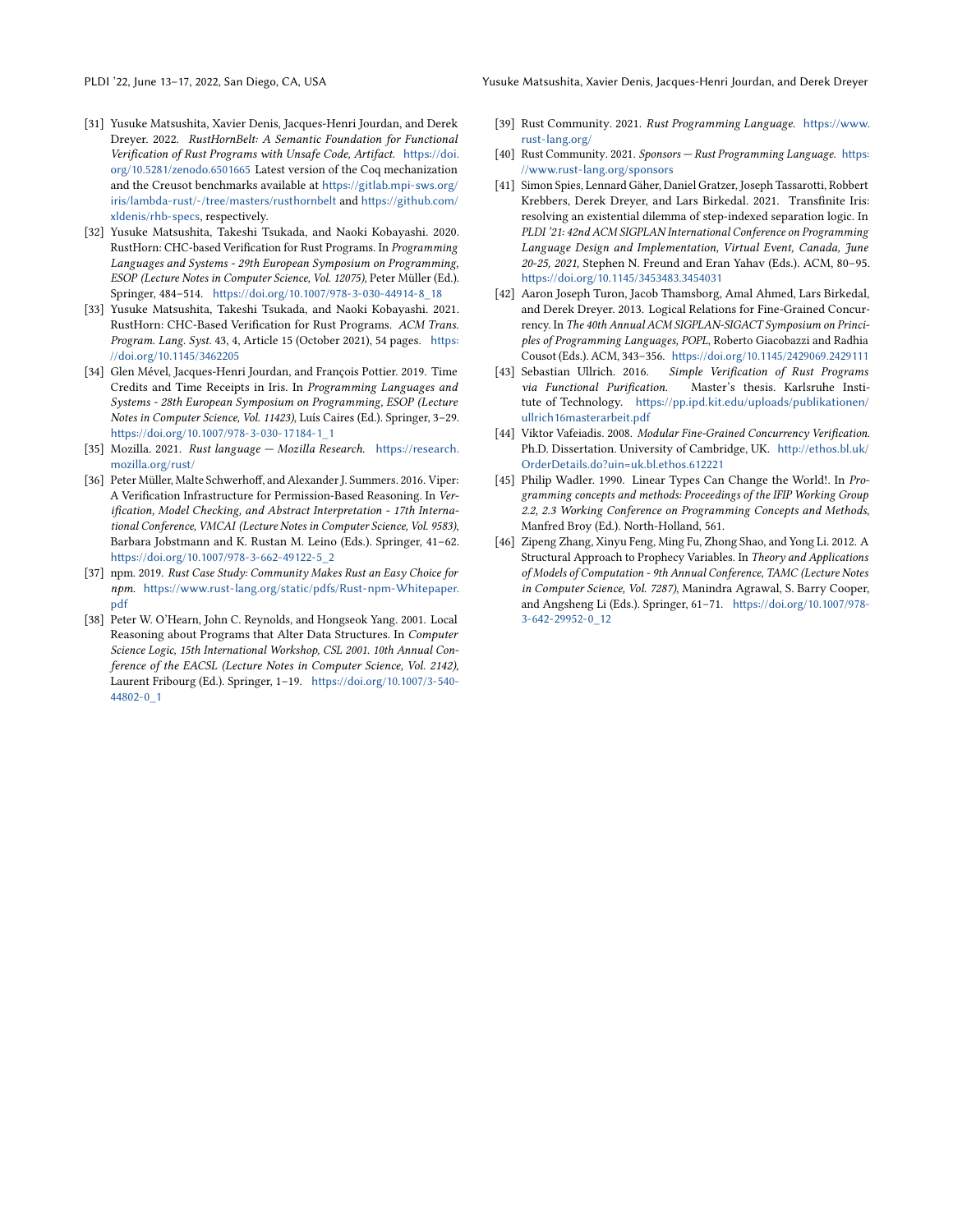[31] Yusuke Matsushita, Xavier Denis, Jacques-Henri Jourdan, and Derek Dreyer. 2022. *RustHornBelt: A Semantic Foundation for Functional Verification of Rust Programs with Unsafe Code, Artifact.* https://doi.org/10.5281/zenodo.6501665 Latest version of the Coq mechanization and the Creusot benchmarks available at https://gitlab.mpi-sws.org/iris/lambda-rust/-/tree/masters/rusthornbelt and https://github.com/xldenis/rhb-specs, respectively.

[32] Yusuke Matsushita, Takeshi Tsukada, and Naoki Kobayashi. 2020. RustHorn: CHC-based Verification for Rust Programs. In *Programming Languages and Systems - 29th European Symposium on Programming, ESOP (Lecture Notes in Computer Science, Vol. 12075)*, Peter Müller (Ed.). Springer, 484–514. https://doi.org/10.1007/978-3-030-44914-8_18

[33] Yusuke Matsushita, Takeshi Tsukada, and Naoki Kobayashi. 2021. RustHorn: CHC-Based Verification for Rust Programs. *ACM Trans. Program. Lang. Syst.* 43, 4, Article 15 (October 2021), 54 pages. https://doi.org/10.1145/3462205

[34] Glen Mével, Jacques-Henri Jourdan, and François Pottier. 2019. Time Credits and Time Receipts in Iris. In *Programming Languages and Systems - 28th European Symposium on Programming, ESOP (Lecture Notes in Computer Science, Vol. 11423)*, Luís Caires (Ed.). Springer, 3–29. https://doi.org/10.1007/978-3-030-17184-1_1

[35] Mozilla. 2021. *Rust language — Mozilla Research.* https://research.mozilla.org/rust/

[36] Peter Müller, Malte Schwerhoff, and Alexander J. Summers. 2016. Viper: A Verification Infrastructure for Permission-Based Reasoning. In *Verification, Model Checking, and Abstract Interpretation - 17th International Conference, VMCAI (Lecture Notes in Computer Science, Vol. 9583)*, Barbara Jobstmann and K. Rustan M. Leino (Eds.). Springer, 41–62. https://doi.org/10.1007/978-3-662-49122-5_2

[37] npm. 2019. *Rust Case Study: Community Makes Rust an Easy Choice for npm.* https://www.rust-lang.org/static/pdfs/Rust-npm-Whitepaper.pdf

[38] Peter W. O'Hearn, John C. Reynolds, and Hongseok Yang. 2001. Local Reasoning about Programs that Alter Data Structures. In *Computer Science Logic, 15th International Workshop, CSL 2001. 10th Annual Conference of the EACSL (Lecture Notes in Computer Science, Vol. 2142)*, Laurent Fribourg (Ed.). Springer, 1–19. https://doi.org/10.1007/3-540-44802-0_1

[39] Rust Community. 2021. *Rust Programming Language.* https://www.rust-lang.org/

[40] Rust Community. 2021. *Sponsors — Rust Programming Language.* https://www.rust-lang.org/sponsors

[41] Simon Spies, Lennard Gäher, Daniel Gratzer, Joseph Tassarotti, Robbert Krebbers, Derek Dreyer, and Lars Birkedal. 2021. Transfinite Iris: resolving an existential dilemma of step-indexed separation logic. In *PLDI '21: 42nd ACM SIGPLAN International Conference on Programming Language Design and Implementation, Virtual Event, Canada, June 20-25, 2021*, Stephen N. Freund and Eran Yahav (Eds.). ACM, 80–95. https://doi.org/10.1145/3453483.3454031

[42] Aaron Joseph Turon, Jacob Thamsborg, Amal Ahmed, Lars Birkedal, and Derek Dreyer. 2013. Logical Relations for Fine-Grained Concurrency. In *The 40th Annual ACM SIGPLAN-SIGACT Symposium on Principles of Programming Languages, POPL*, Roberto Giacobazzi and Radhia Cousot (Eds.). ACM, 343–356. https://doi.org/10.1145/2429069.2429111

[43] Sebastian Ullrich. 2016. *Simple Verification of Rust Programs via Functional Purification.* Master's thesis. Karlsruhe Institute of Technology. https://pp.ipd.kit.edu/uploads/publikationen/ullrich16masterarbeit.pdf

[44] Viktor Vafeiadis. 2008. *Modular Fine-Grained Concurrency Verification.* Ph.D. Dissertation. University of Cambridge, UK. http://ethos.bl.uk/OrderDetails.do?uin=uk.bl.ethos.612221

[45] Philip Wadler. 1990. Linear Types Can Change the World!. In *Programming concepts and methods: Proceedings of the IFIP Working Group 2.2, 2.3 Working Conference on Programming Concepts and Methods*, Manfred Broy (Ed.). North-Holland, 561.

[46] Zipeng Zhang, Xinyu Feng, Ming Fu, Zhong Shao, and Yong Li. 2012. A Structural Approach to Prophecy Variables. In *Theory and Applications of Models of Computation - 9th Annual Conference, TAMC (Lecture Notes in Computer Science, Vol. 7287)*, Manindra Agrawal, S. Barry Cooper, and Angsheng Li (Eds.). Springer, 61–71. https://doi.org/10.1007/978-3-642-29952-0_12